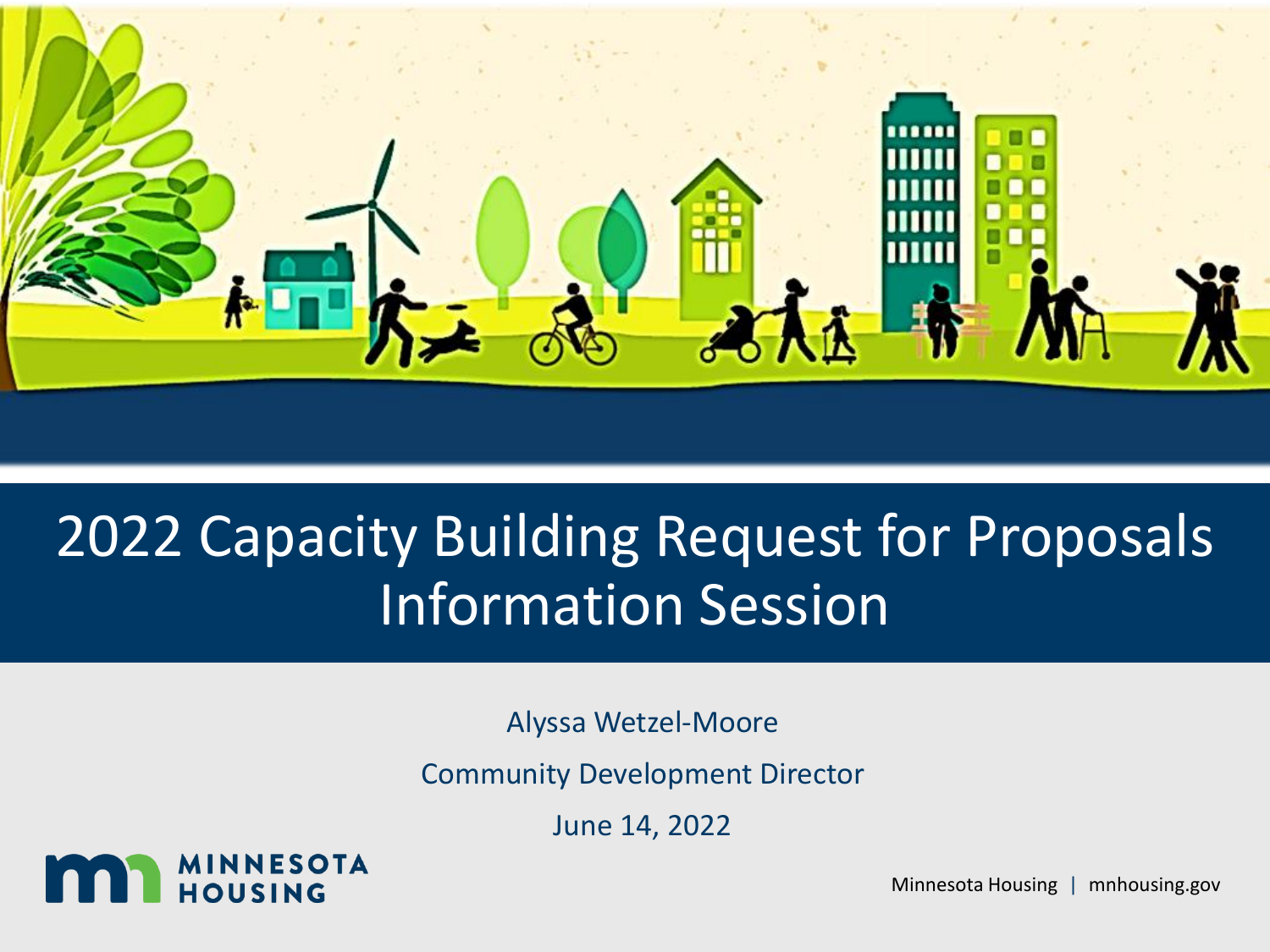# 2022 Capacity Building Request for Proposals Information Session

Alyssa Wetzel-Moore

Community Development Director

June 14, 2022

MINNESOTA HOUSING

Minnesota Housing | mnhousing.gov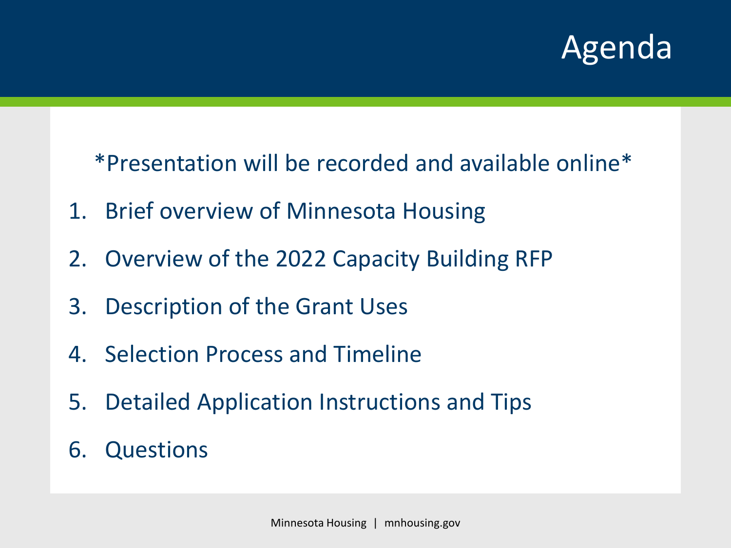# Agenda

*Presentation will be recorded and available online*

1. Brief overview of Minnesota Housing
2. Overview of the 2022 Capacity Building RFP
3. Description of the Grant Uses
4. Selection Process and Timeline
5. Detailed Application Instructions and Tips
6. Questions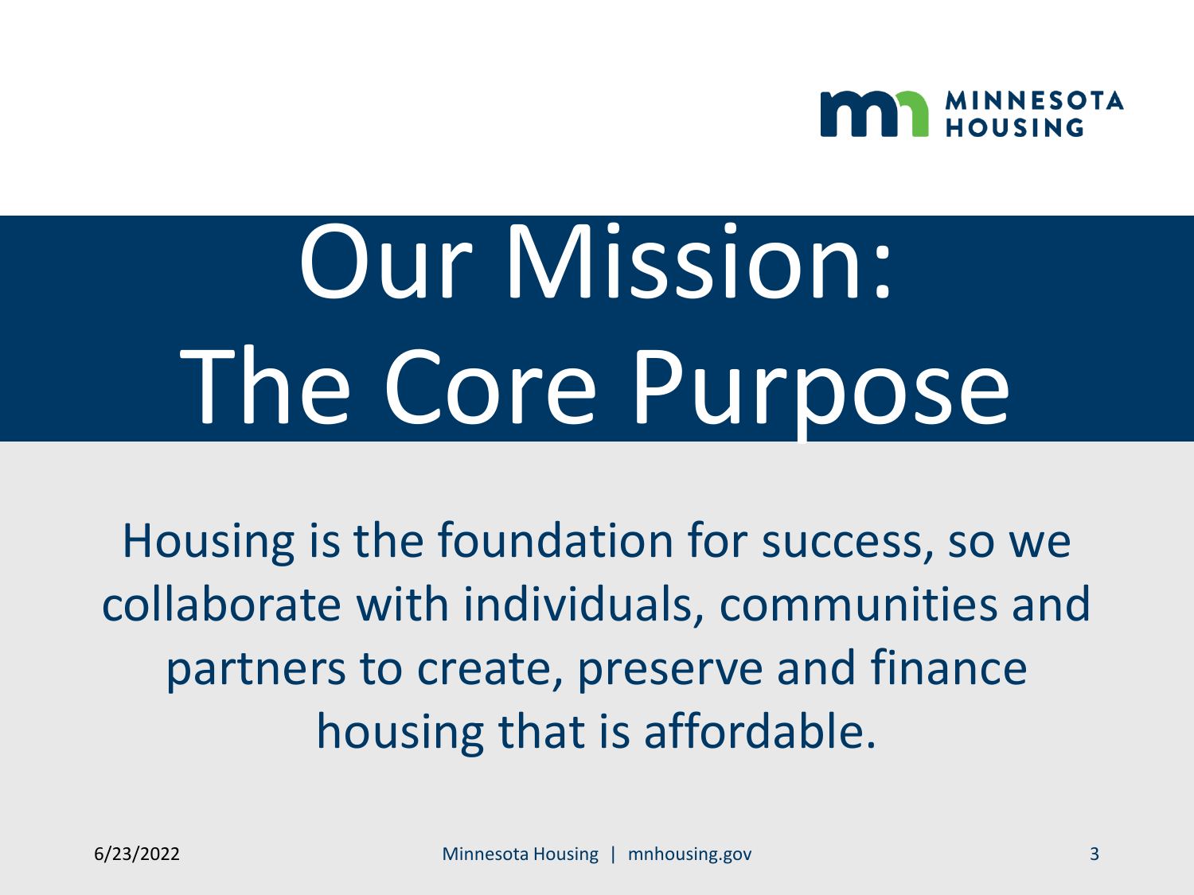# Our Mission: The Core Purpose

Housing is the foundation for success, so we collaborate with individuals, communities and partners to create, preserve and finance housing that is affordable.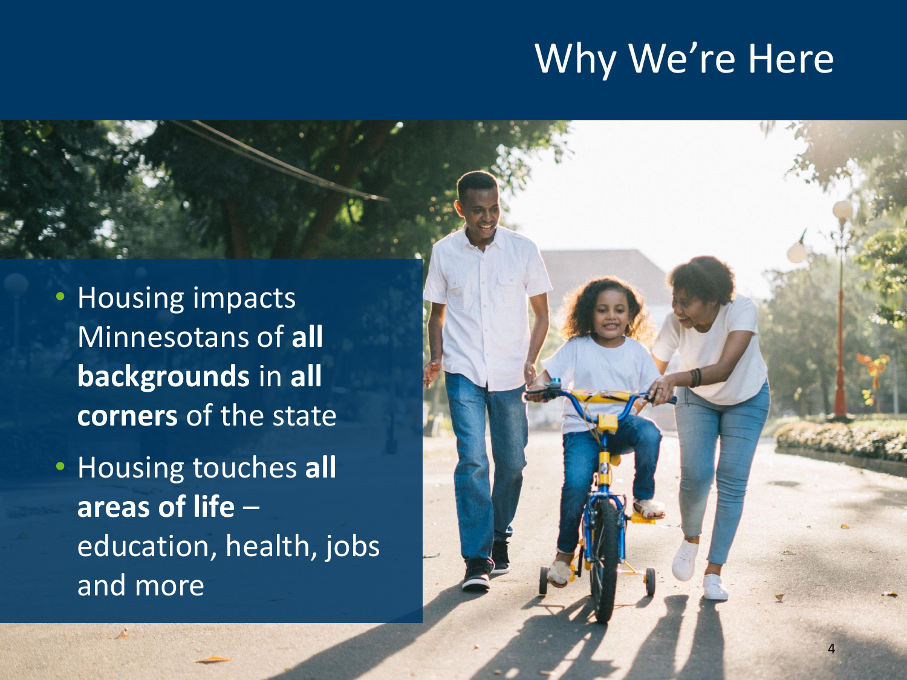# Why We're Here

- Housing impacts Minnesotans of **all backgrounds** in **all corners** of the state
- Housing touches **all areas of life** – education, health, jobs and more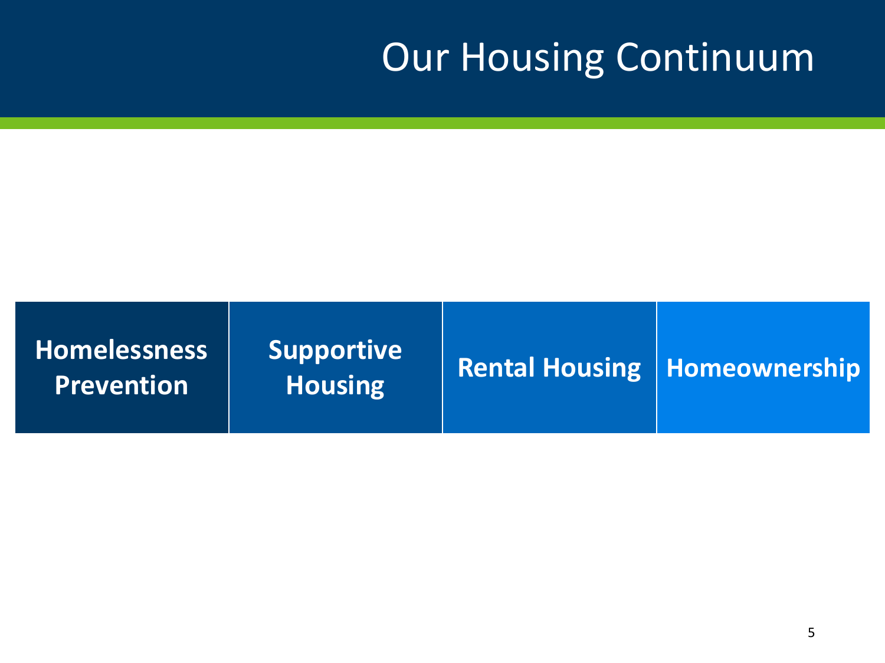# Our Housing Continuum

| Homelessness Prevention | Supportive Housing | Rental Housing | Homeownership |
|---|---|---|---|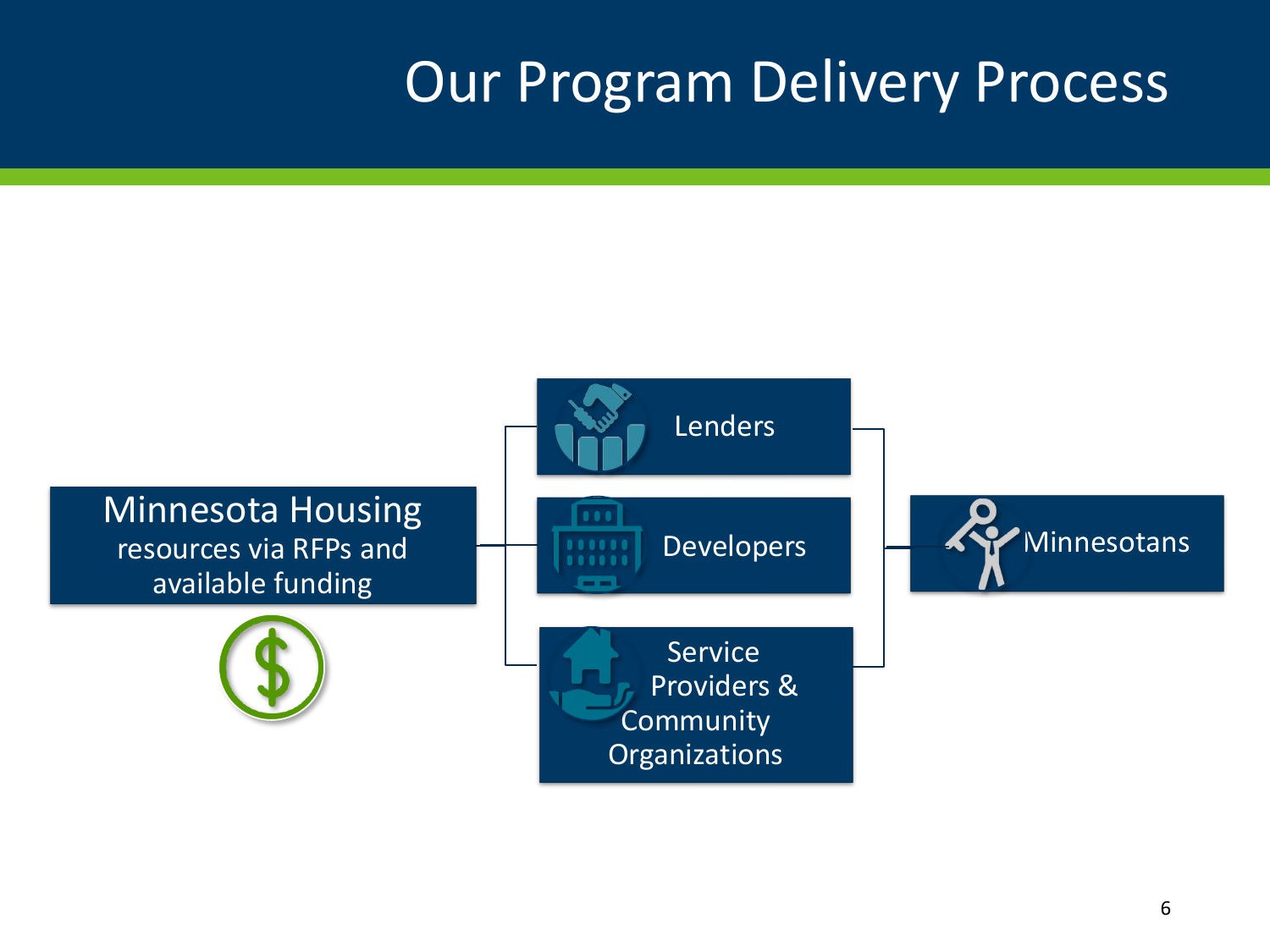# Our Program Delivery Process

Minnesota Housing resources via RFPs and available funding

- Lenders
- Developers
- Service Providers & Community Organizations

Minnesotans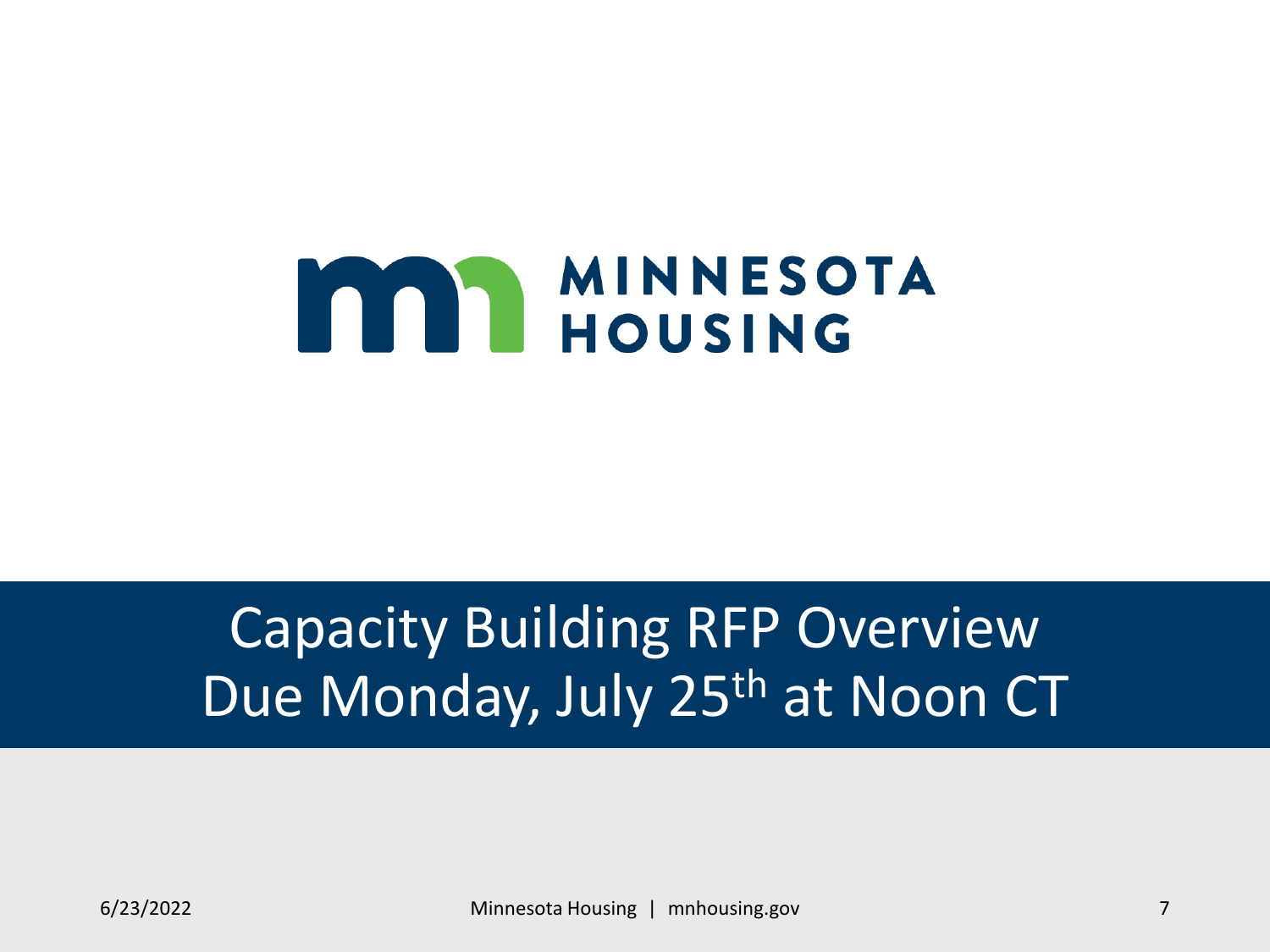MINNESOTA HOUSING

# Capacity Building RFP Overview
# Due Monday, July 25th at Noon CT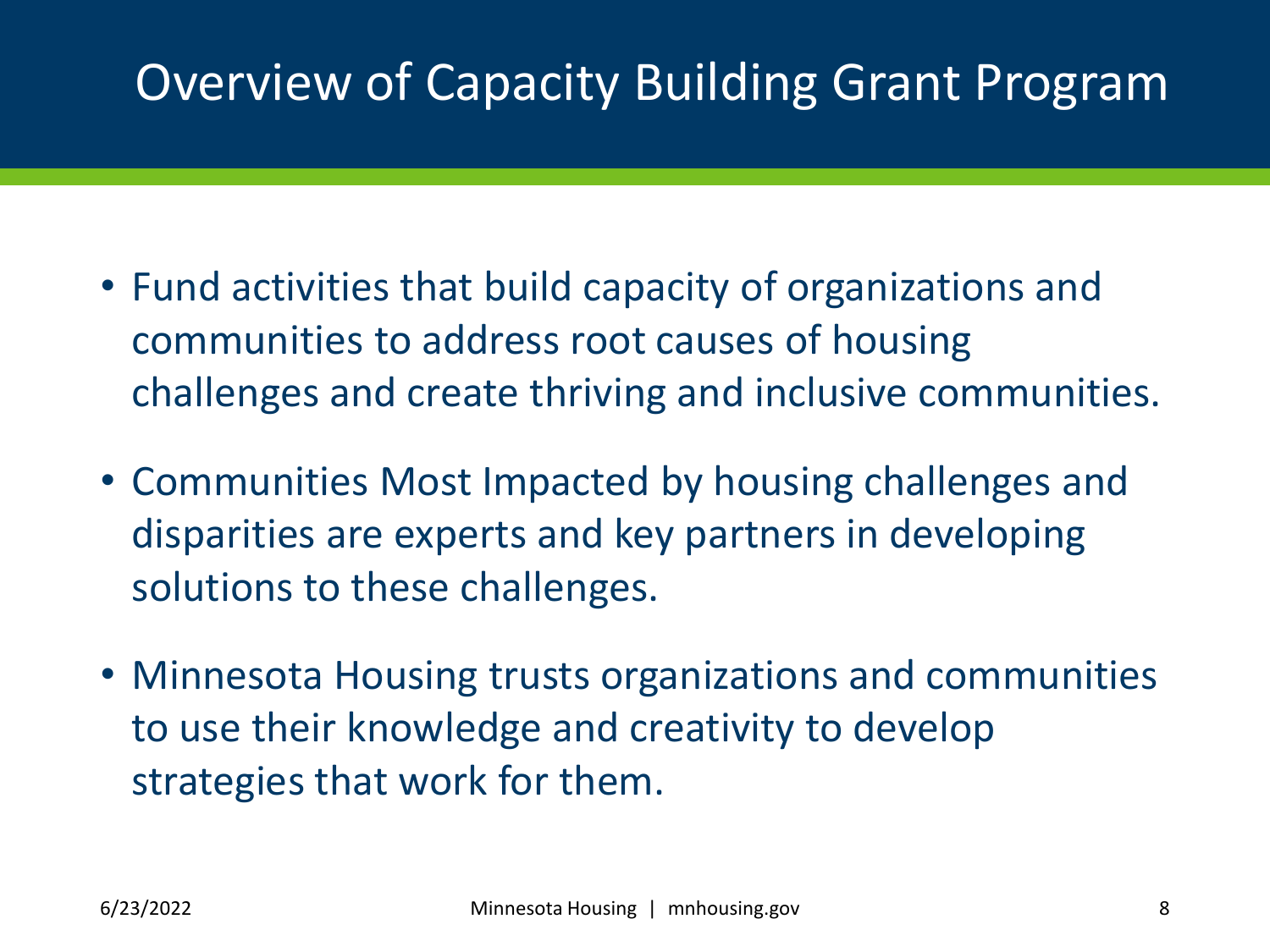# Overview of Capacity Building Grant Program

- Fund activities that build capacity of organizations and communities to address root causes of housing challenges and create thriving and inclusive communities.
- Communities Most Impacted by housing challenges and disparities are experts and key partners in developing solutions to these challenges.
- Minnesota Housing trusts organizations and communities to use their knowledge and creativity to develop strategies that work for them.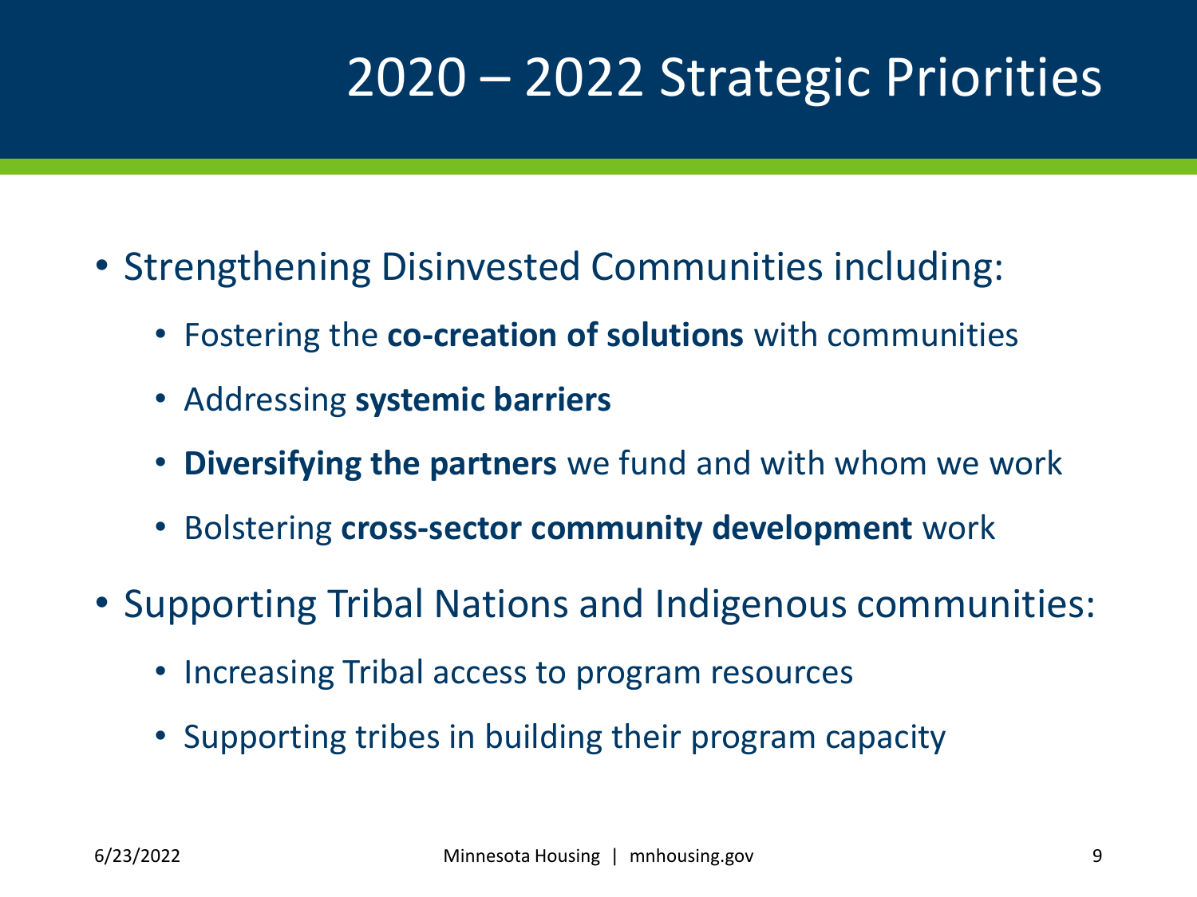# 2020 – 2022 Strategic Priorities

- Strengthening Disinvested Communities including:
  - Fostering the **co-creation of solutions** with communities
  - Addressing **systemic barriers**
  - **Diversifying the partners** we fund and with whom we work
  - Bolstering **cross-sector community development** work
- Supporting Tribal Nations and Indigenous communities:
  - Increasing Tribal access to program resources
  - Supporting tribes in building their program capacity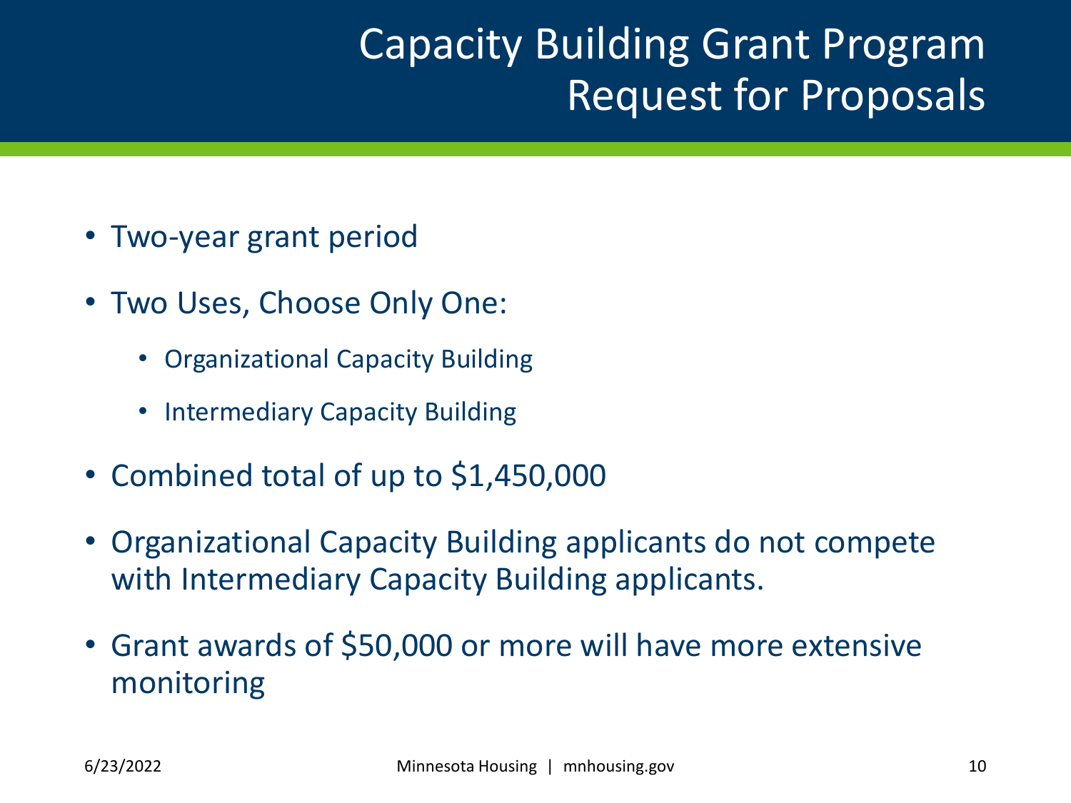# Capacity Building Grant Program Request for Proposals

- Two-year grant period
- Two Uses, Choose Only One:
  - Organizational Capacity Building
  - Intermediary Capacity Building
- Combined total of up to $1,450,000
- Organizational Capacity Building applicants do not compete with Intermediary Capacity Building applicants.
- Grant awards of $50,000 or more will have more extensive monitoring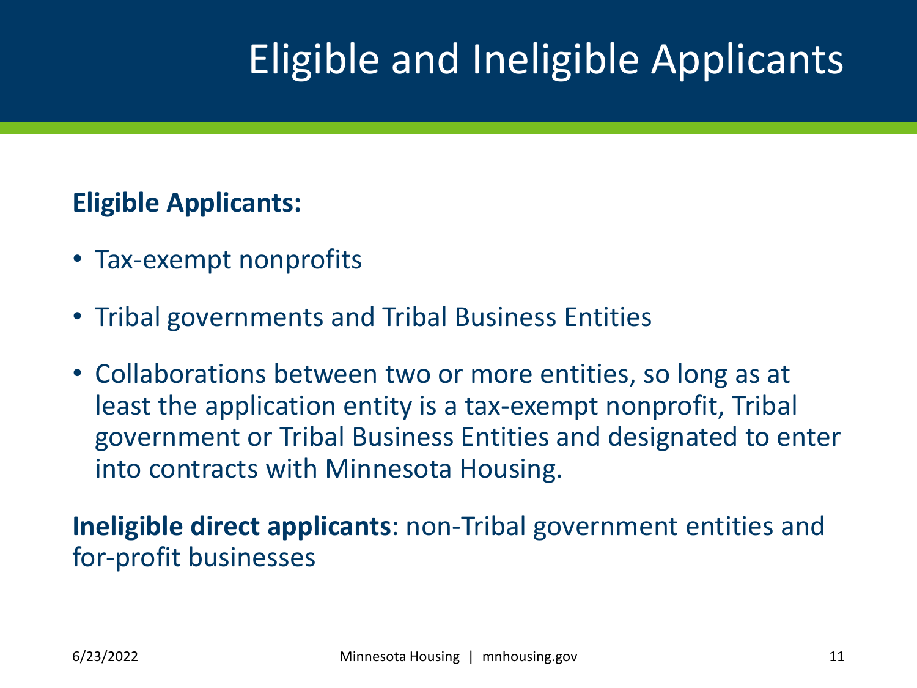# Eligible and Ineligible Applicants

**Eligible Applicants:**

- Tax-exempt nonprofits
- Tribal governments and Tribal Business Entities
- Collaborations between two or more entities, so long as at least the application entity is a tax-exempt nonprofit, Tribal government or Tribal Business Entities and designated to enter into contracts with Minnesota Housing.

**Ineligible direct applicants**: non-Tribal government entities and for-profit businesses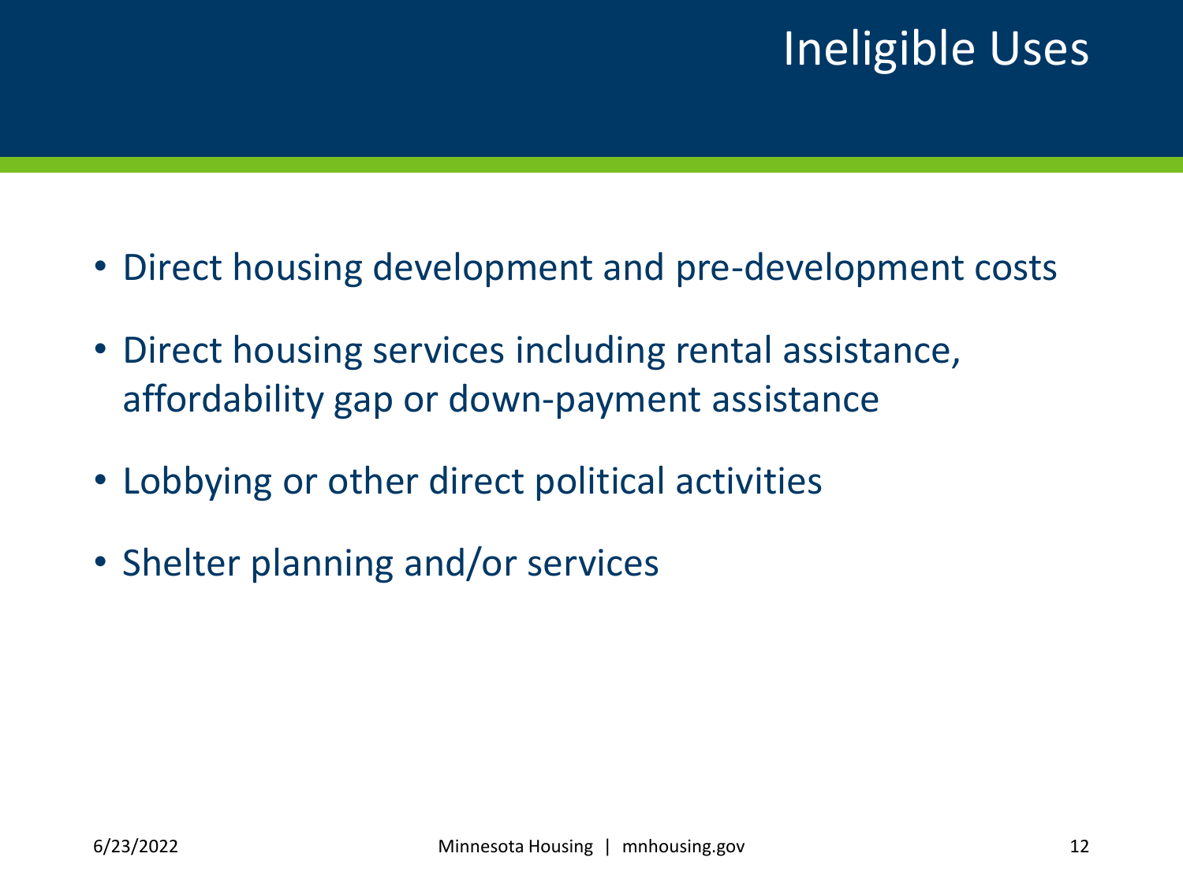# Ineligible Uses

- Direct housing development and pre-development costs
- Direct housing services including rental assistance, affordability gap or down-payment assistance
- Lobbying or other direct political activities
- Shelter planning and/or services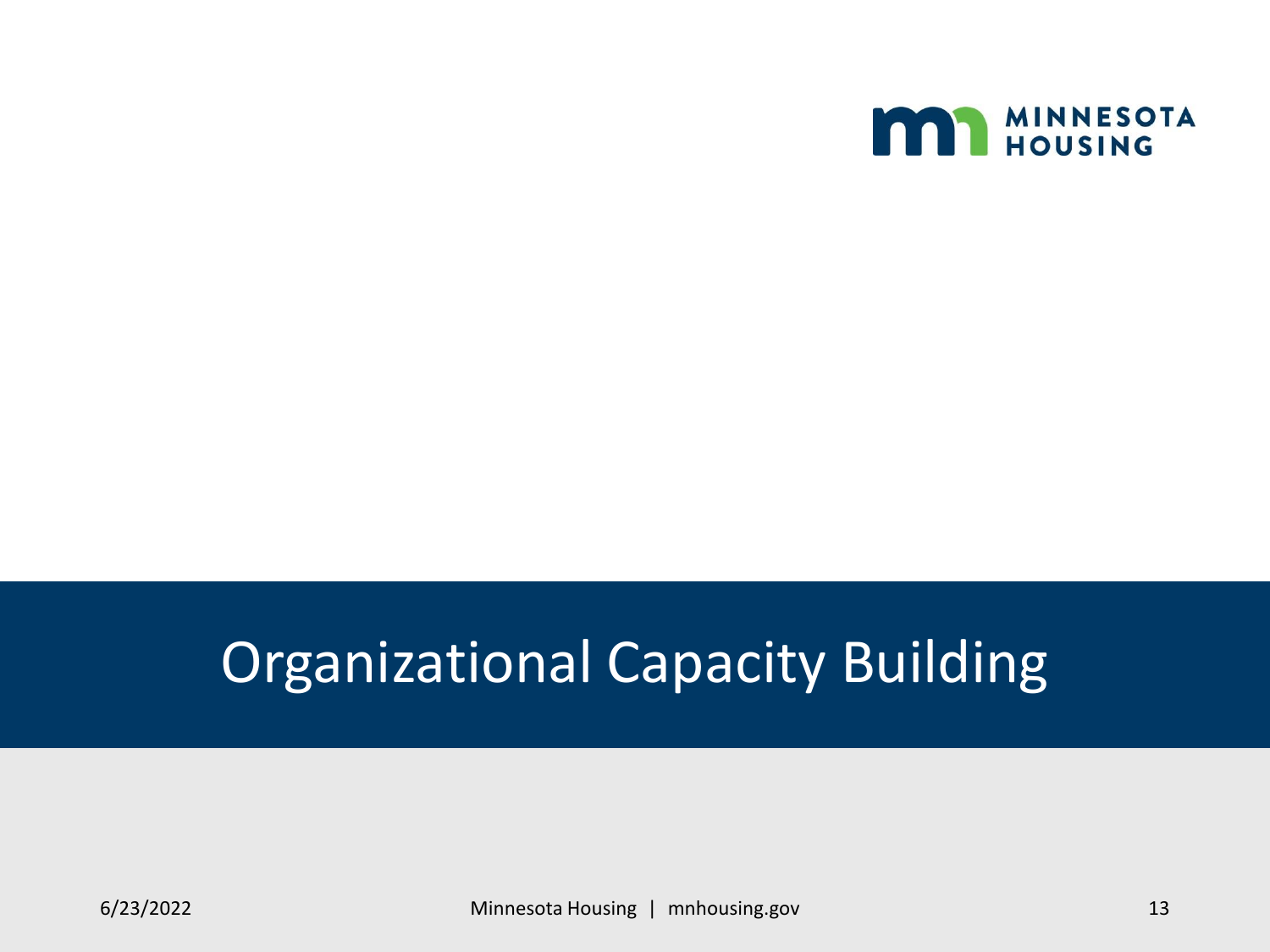# Organizational Capacity Building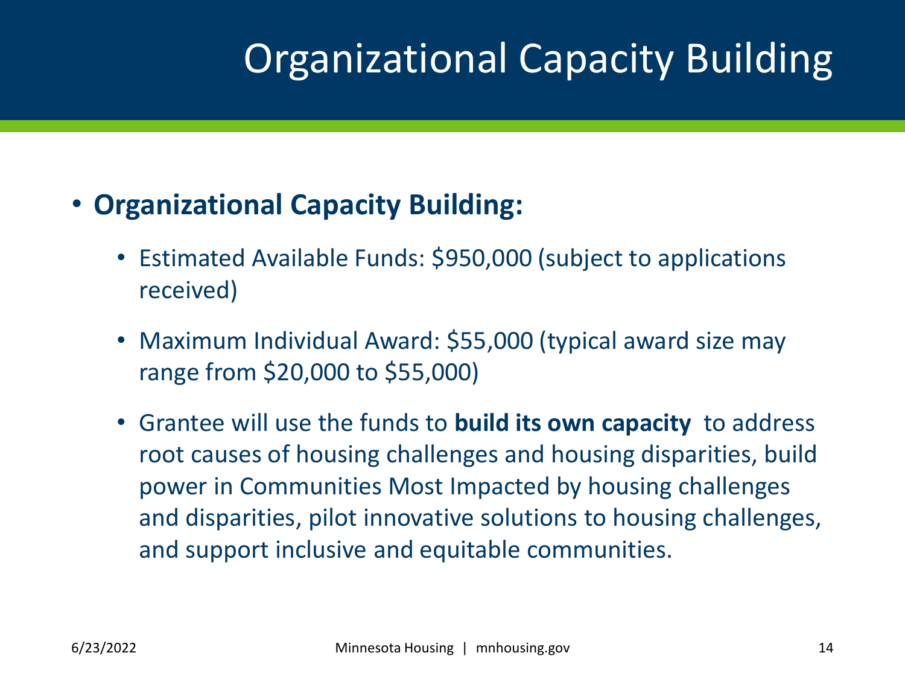# Organizational Capacity Building

- **Organizational Capacity Building:**
  - Estimated Available Funds: $950,000 (subject to applications received)
  - Maximum Individual Award: $55,000 (typical award size may range from $20,000 to $55,000)
  - Grantee will use the funds to **build its own capacity** to address root causes of housing challenges and housing disparities, build power in Communities Most Impacted by housing challenges and disparities, pilot innovative solutions to housing challenges, and support inclusive and equitable communities.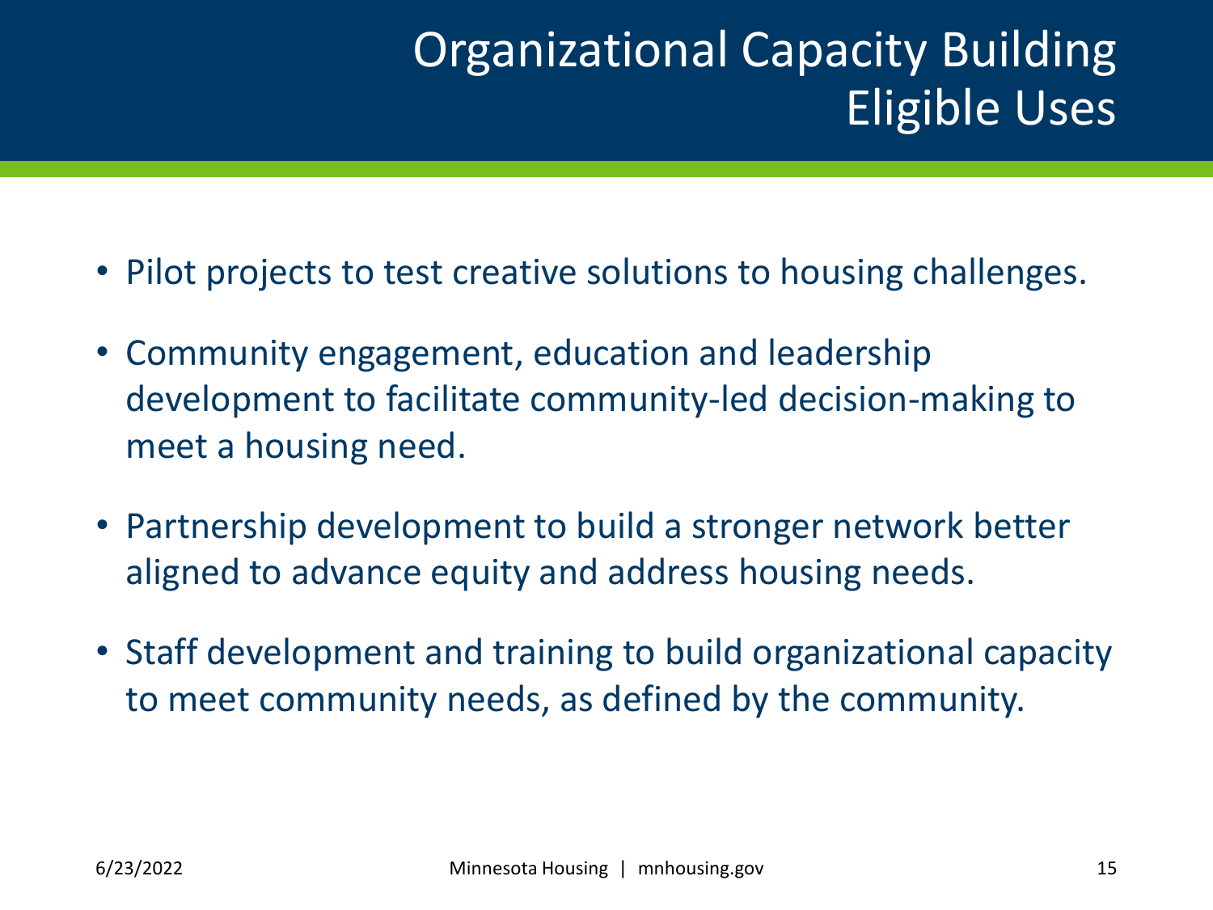# Organizational Capacity Building Eligible Uses

- Pilot projects to test creative solutions to housing challenges.
- Community engagement, education and leadership development to facilitate community-led decision-making to meet a housing need.
- Partnership development to build a stronger network better aligned to advance equity and address housing needs.
- Staff development and training to build organizational capacity to meet community needs, as defined by the community.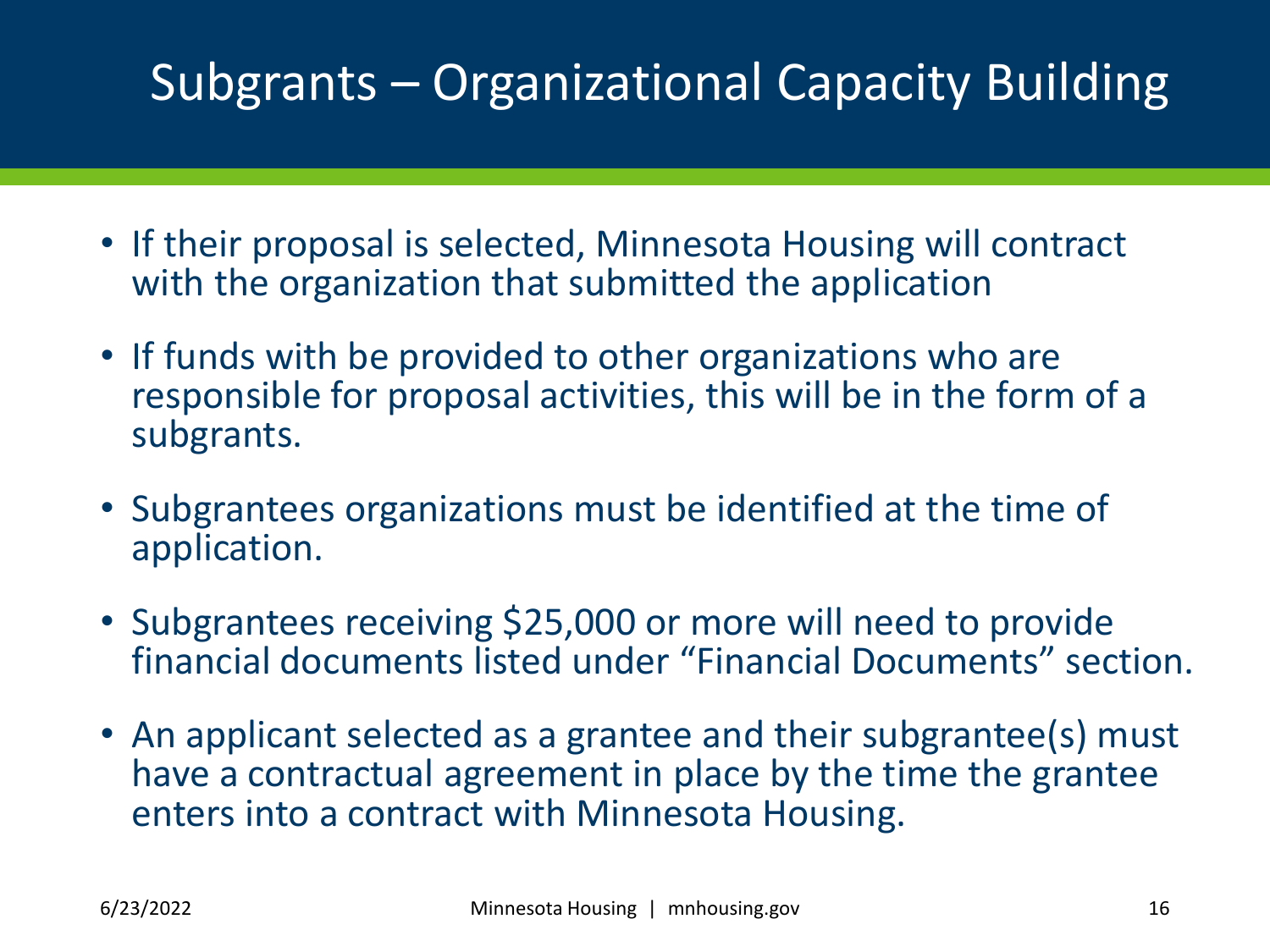# Subgrants – Organizational Capacity Building

- If their proposal is selected, Minnesota Housing will contract with the organization that submitted the application
- If funds with be provided to other organizations who are responsible for proposal activities, this will be in the form of a subgrants.
- Subgrantees organizations must be identified at the time of application.
- Subgrantees receiving $25,000 or more will need to provide financial documents listed under "Financial Documents" section.
- An applicant selected as a grantee and their subgrantee(s) must have a contractual agreement in place by the time the grantee enters into a contract with Minnesota Housing.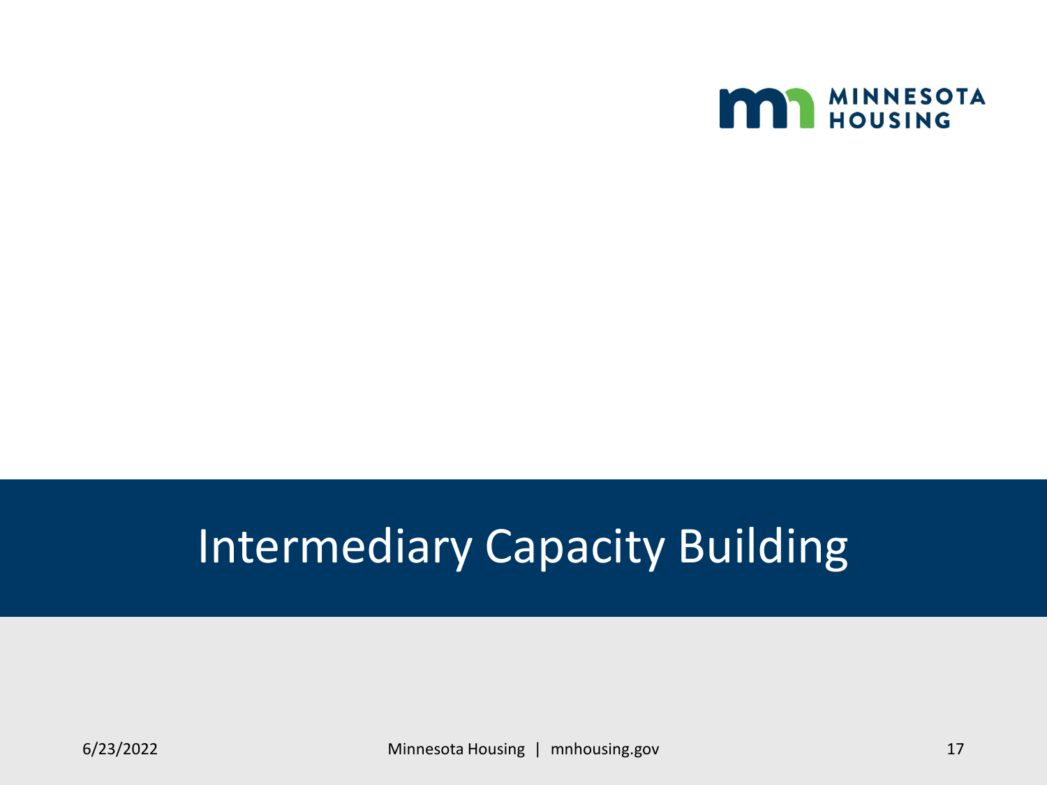# Intermediary Capacity Building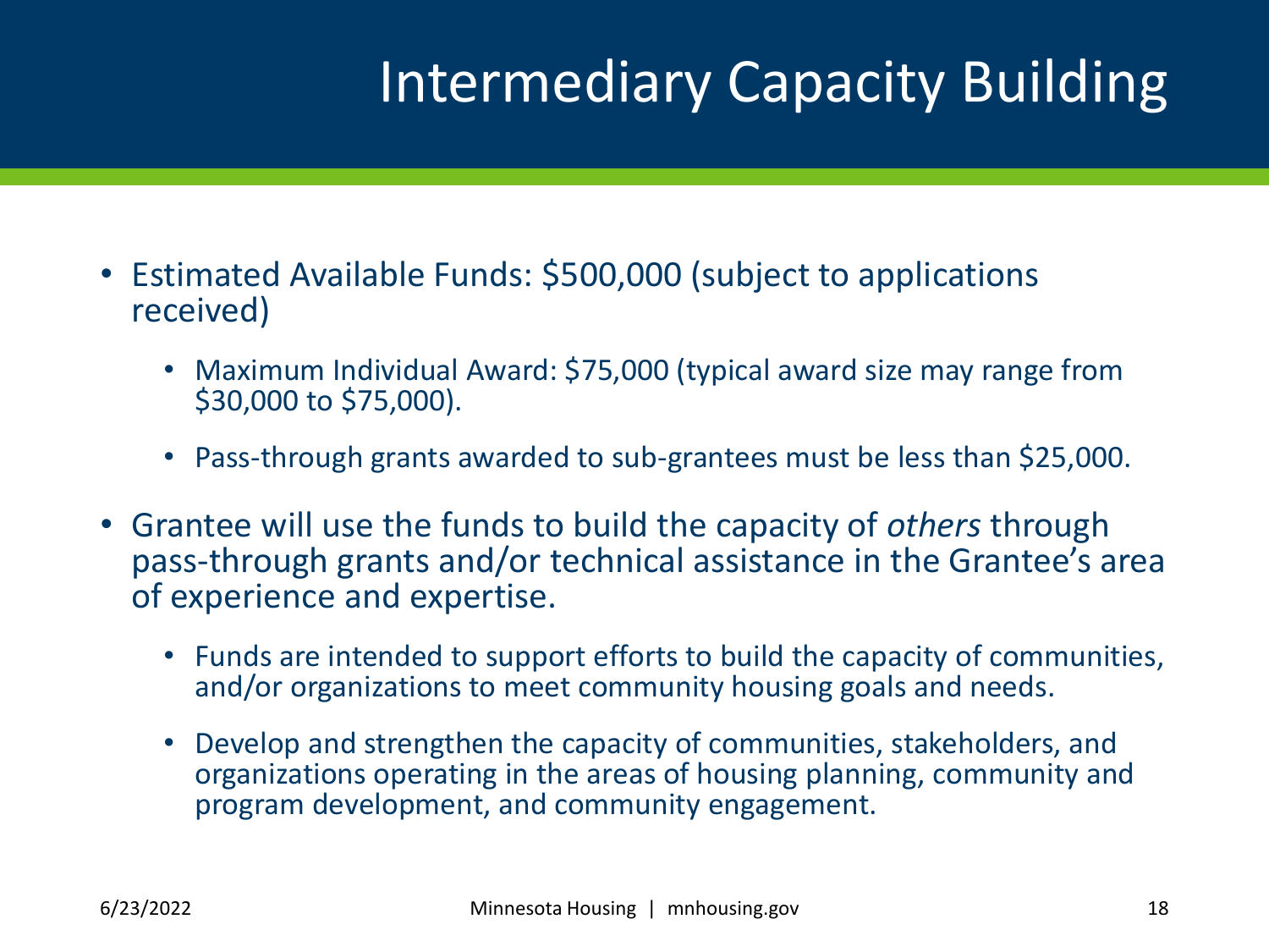# Intermediary Capacity Building

- Estimated Available Funds: $500,000 (subject to applications received)
  - Maximum Individual Award: $75,000 (typical award size may range from $30,000 to $75,000).
  - Pass-through grants awarded to sub-grantees must be less than $25,000.
- Grantee will use the funds to build the capacity of *others* through pass-through grants and/or technical assistance in the Grantee's area of experience and expertise.
  - Funds are intended to support efforts to build the capacity of communities, and/or organizations to meet community housing goals and needs.
  - Develop and strengthen the capacity of communities, stakeholders, and organizations operating in the areas of housing planning, community and program development, and community engagement.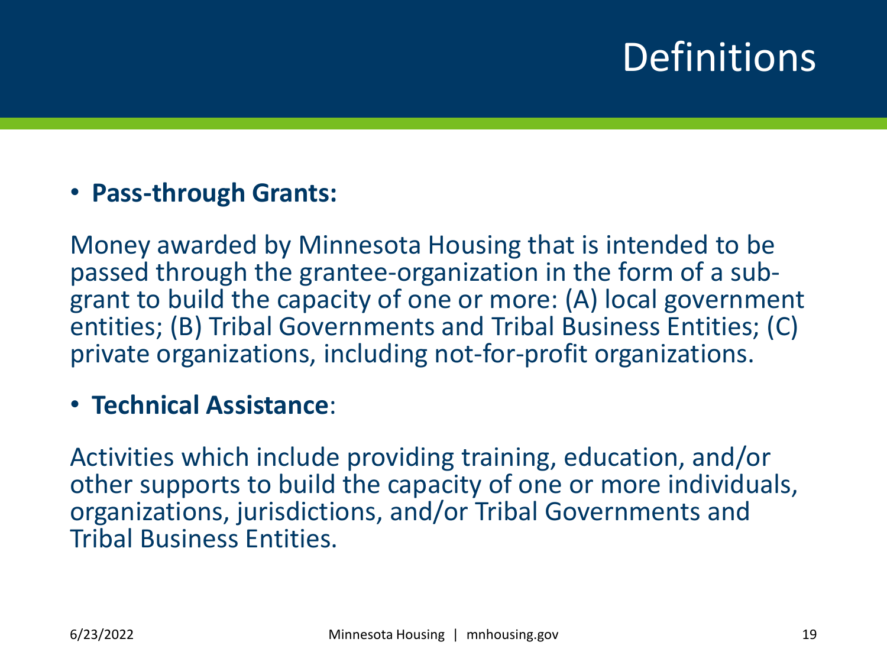# Definitions

- **Pass-through Grants:**

Money awarded by Minnesota Housing that is intended to be passed through the grantee-organization in the form of a sub-grant to build the capacity of one or more: (A) local government entities; (B) Tribal Governments and Tribal Business Entities; (C) private organizations, including not-for-profit organizations.

- **Technical Assistance**:

Activities which include providing training, education, and/or other supports to build the capacity of one or more individuals, organizations, jurisdictions, and/or Tribal Governments and Tribal Business Entities.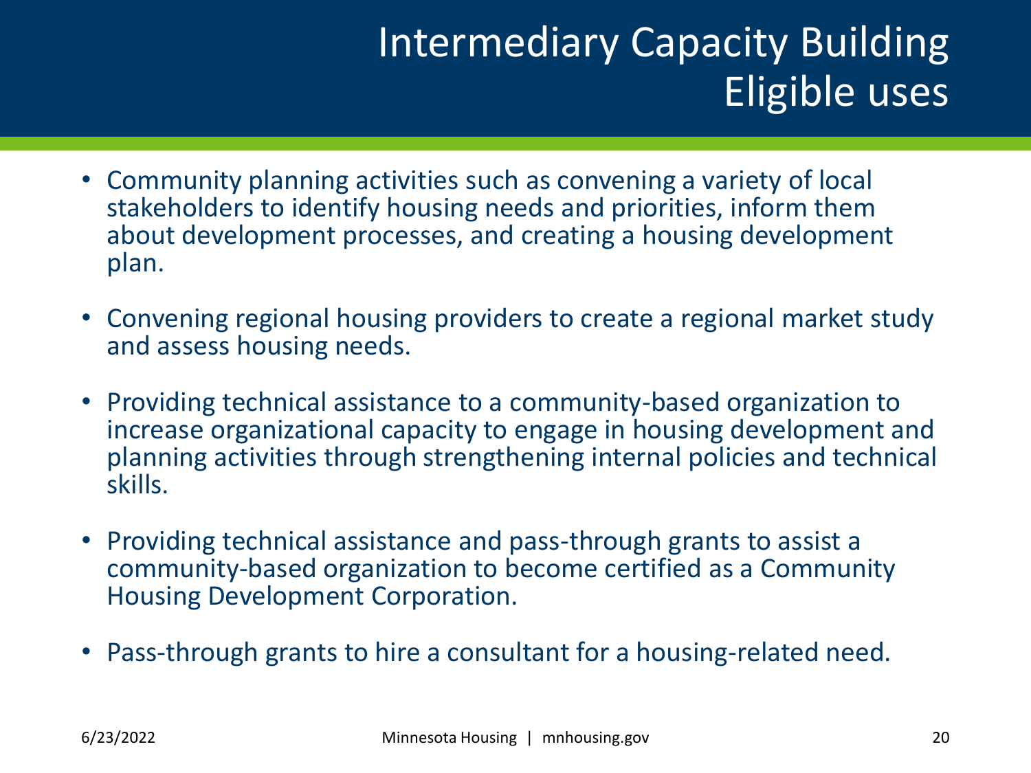# Intermediary Capacity Building Eligible uses

- Community planning activities such as convening a variety of local stakeholders to identify housing needs and priorities, inform them about development processes, and creating a housing development plan.
- Convening regional housing providers to create a regional market study and assess housing needs.
- Providing technical assistance to a community-based organization to increase organizational capacity to engage in housing development and planning activities through strengthening internal policies and technical skills.
- Providing technical assistance and pass-through grants to assist a community-based organization to become certified as a Community Housing Development Corporation.
- Pass-through grants to hire a consultant for a housing-related need.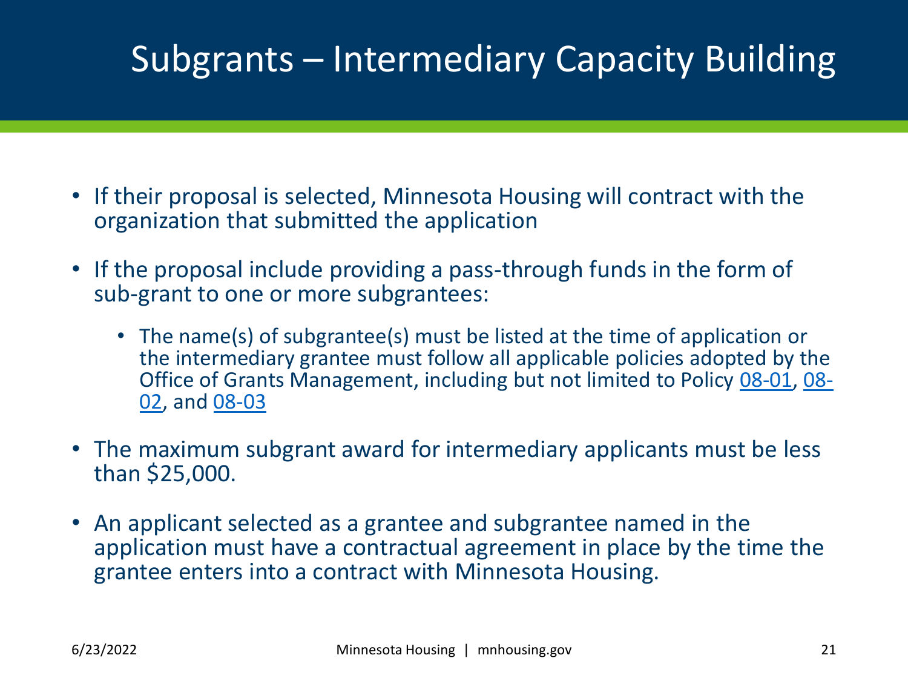# Subgrants – Intermediary Capacity Building

- If their proposal is selected, Minnesota Housing will contract with the organization that submitted the application
- If the proposal include providing a pass-through funds in the form of sub-grant to one or more subgrantees:
  - The name(s) of subgrantee(s) must be listed at the time of application or the intermediary grantee must follow all applicable policies adopted by the Office of Grants Management, including but not limited to Policy 08-01, 08-02, and 08-03
- The maximum subgrant award for intermediary applicants must be less than $25,000.
- An applicant selected as a grantee and subgrantee named in the application must have a contractual agreement in place by the time the grantee enters into a contract with Minnesota Housing.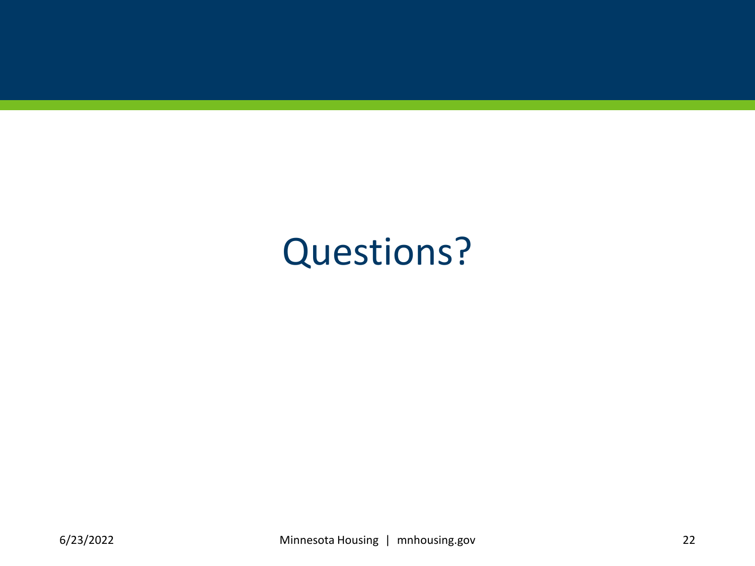# Questions?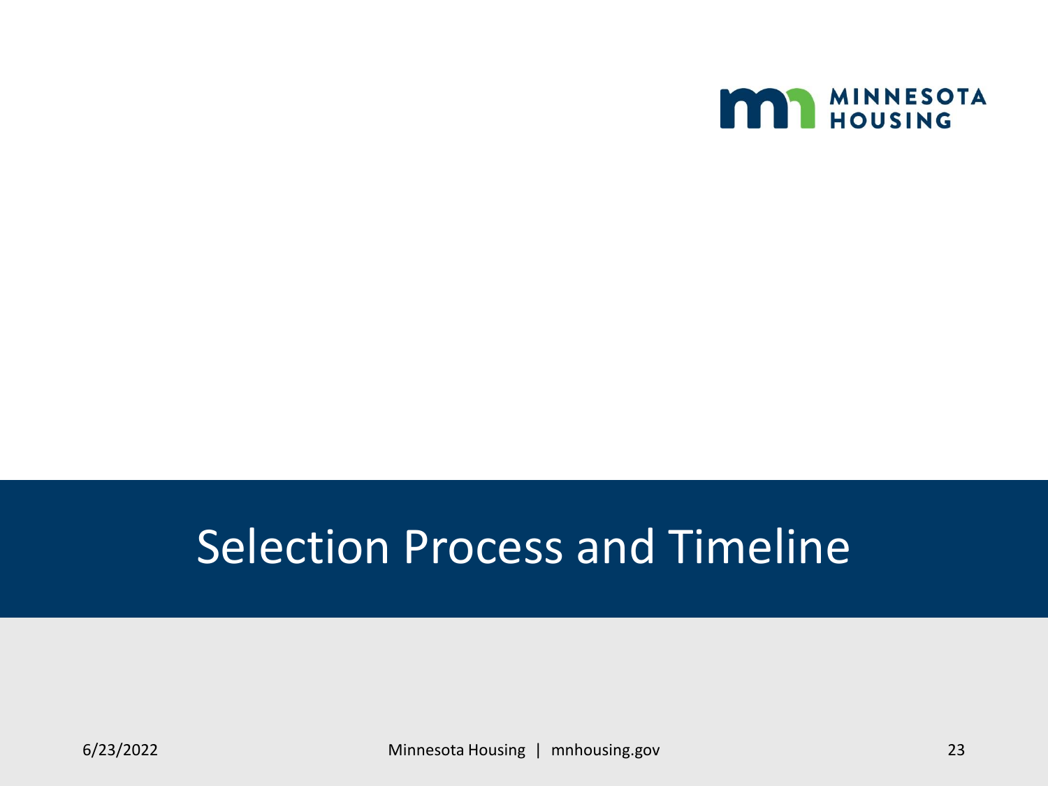# Selection Process and Timeline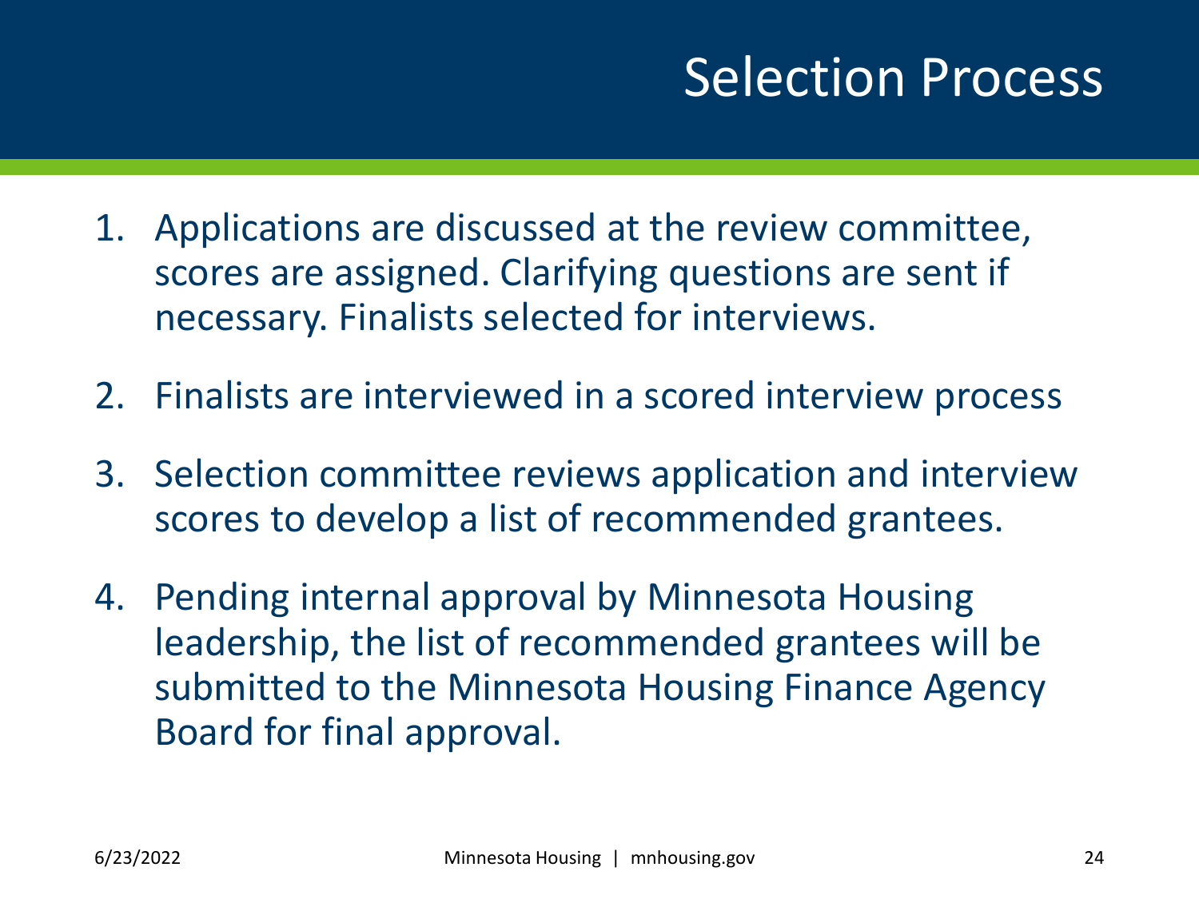# Selection Process

1. Applications are discussed at the review committee, scores are assigned. Clarifying questions are sent if necessary. Finalists selected for interviews.
2. Finalists are interviewed in a scored interview process
3. Selection committee reviews application and interview scores to develop a list of recommended grantees.
4. Pending internal approval by Minnesota Housing leadership, the list of recommended grantees will be submitted to the Minnesota Housing Finance Agency Board for final approval.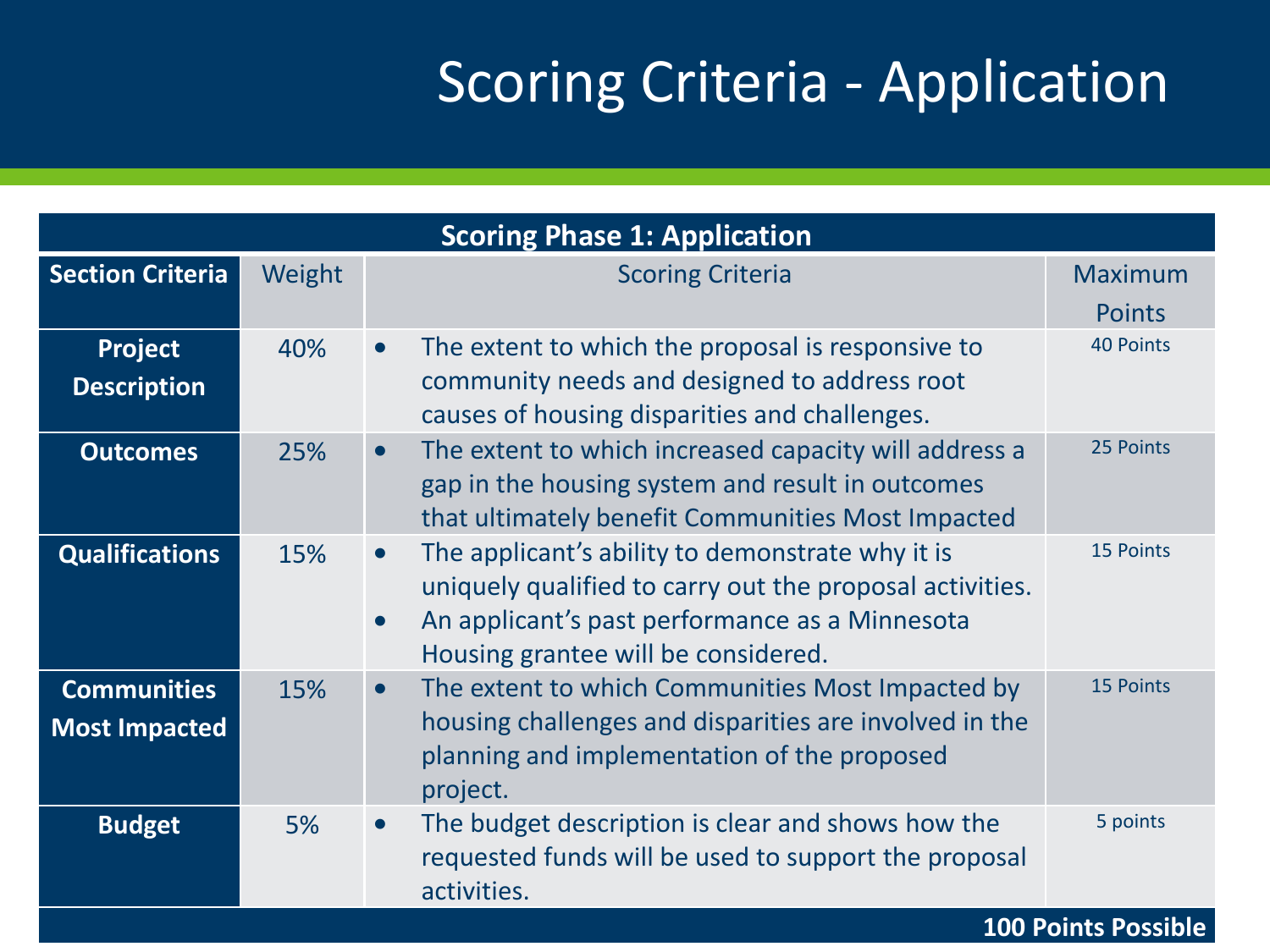# Scoring Criteria - Application

| Scoring Phase 1: Application | | | |
|---|---|---|---|
| **Section Criteria** | Weight | Scoring Criteria | Maximum Points |
| **Project Description** | 40% | • The extent to which the proposal is responsive to community needs and designed to address root causes of housing disparities and challenges. | 40 Points |
| **Outcomes** | 25% | • The extent to which increased capacity will address a gap in the housing system and result in outcomes that ultimately benefit Communities Most Impacted | 25 Points |
| **Qualifications** | 15% | • The applicant's ability to demonstrate why it is uniquely qualified to carry out the proposal activities.<br>• An applicant's past performance as a Minnesota Housing grantee will be considered. | 15 Points |
| **Communities Most Impacted** | 15% | • The extent to which Communities Most Impacted by housing challenges and disparities are involved in the planning and implementation of the proposed project. | 15 Points |
| **Budget** | 5% | • The budget description is clear and shows how the requested funds will be used to support the proposal activities. | 5 points |
| | | | **100 Points Possible** |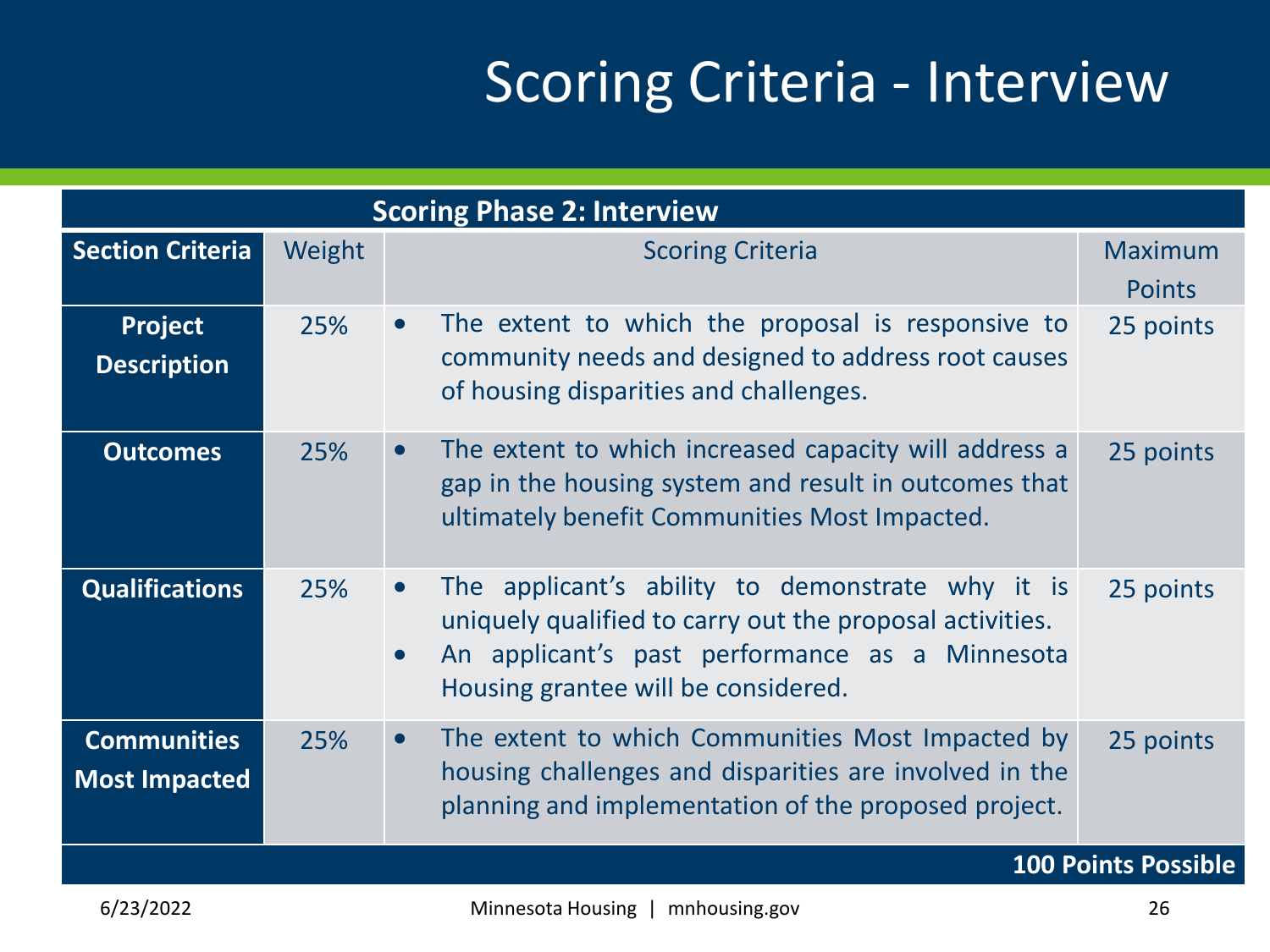# Scoring Criteria - Interview

| Scoring Phase 2: Interview | | | |
|---|---|---|---|
| **Section Criteria** | Weight | Scoring Criteria | Maximum Points |
| **Project Description** | 25% | • The extent to which the proposal is responsive to community needs and designed to address root causes of housing disparities and challenges. | 25 points |
| **Outcomes** | 25% | • The extent to which increased capacity will address a gap in the housing system and result in outcomes that ultimately benefit Communities Most Impacted. | 25 points |
| **Qualifications** | 25% | • The applicant's ability to demonstrate why it is uniquely qualified to carry out the proposal activities.<br>• An applicant's past performance as a Minnesota Housing grantee will be considered. | 25 points |
| **Communities Most Impacted** | 25% | • The extent to which Communities Most Impacted by housing challenges and disparities are involved in the planning and implementation of the proposed project. | 25 points |
| | | | **100 Points Possible** |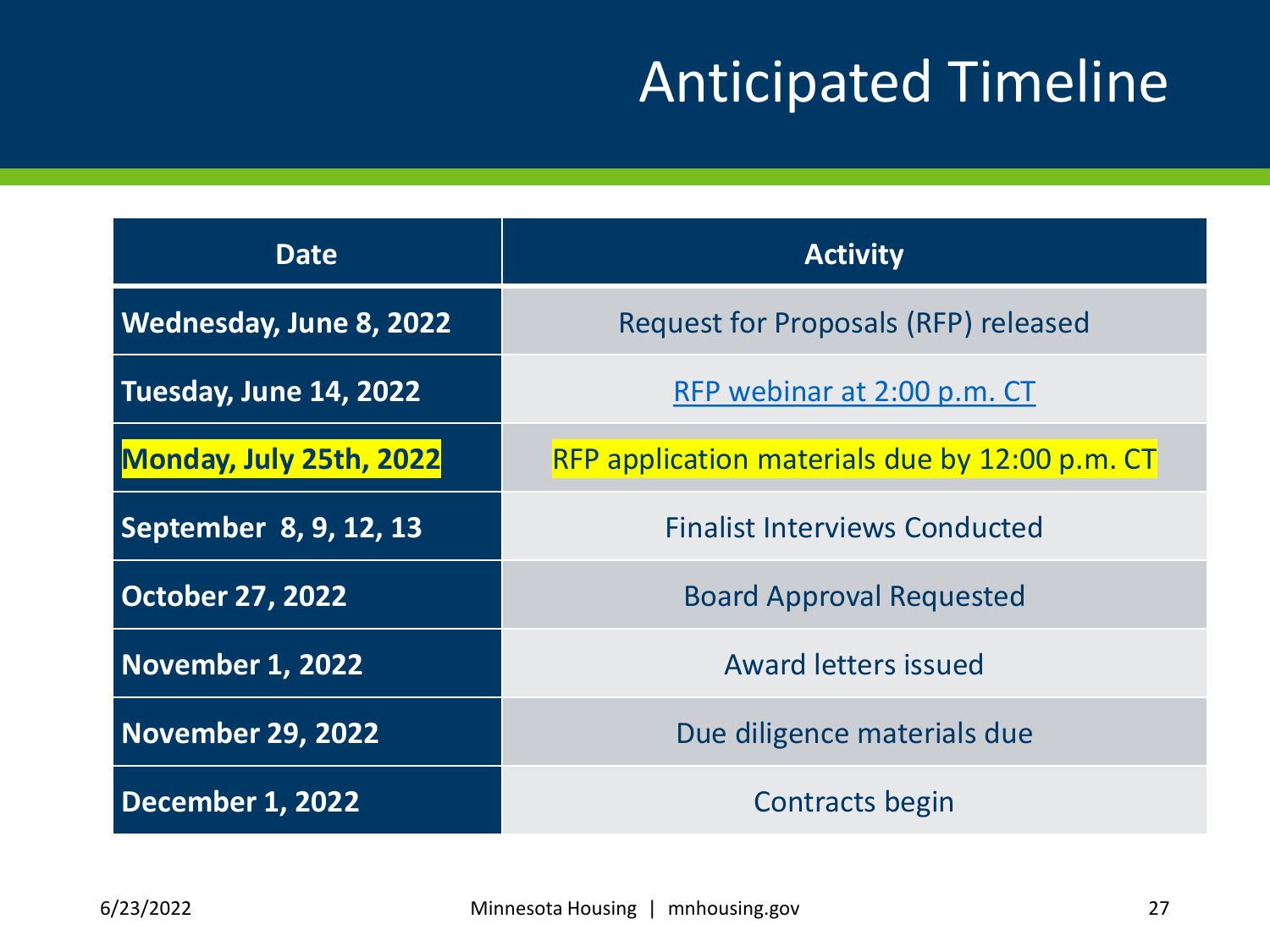# Anticipated Timeline

| Date | Activity |
| --- | --- |
| **Wednesday, June 8, 2022** | Request for Proposals (RFP) released |
| **Tuesday, June 14, 2022** | RFP webinar at 2:00 p.m. CT |
| **Monday, July 25th, 2022** | RFP application materials due by 12:00 p.m. CT |
| **September 8, 9, 12, 13** | Finalist Interviews Conducted |
| **October 27, 2022** | Board Approval Requested |
| **November 1, 2022** | Award letters issued |
| **November 29, 2022** | Due diligence materials due |
| **December 1, 2022** | Contracts begin |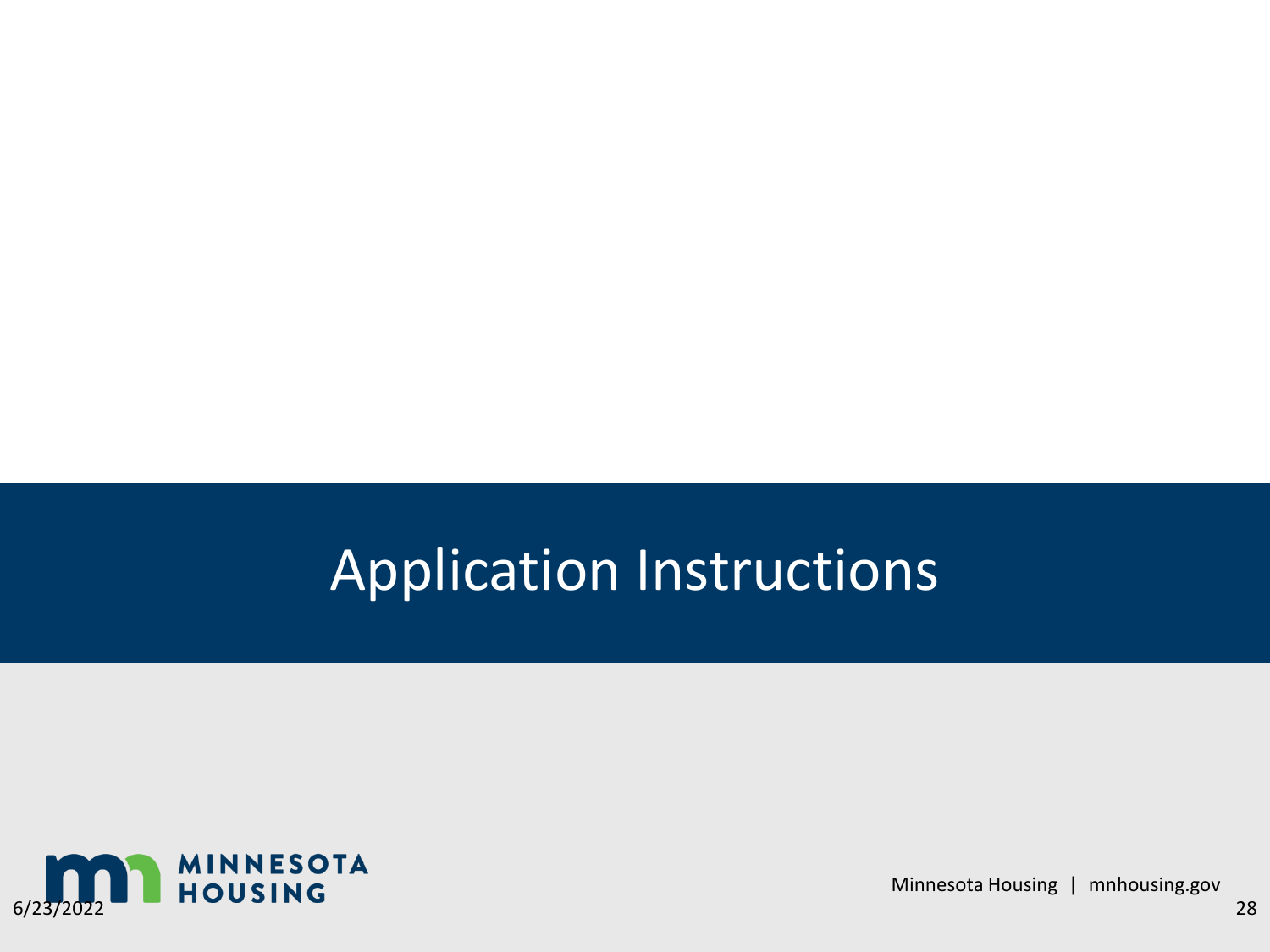# Application Instructions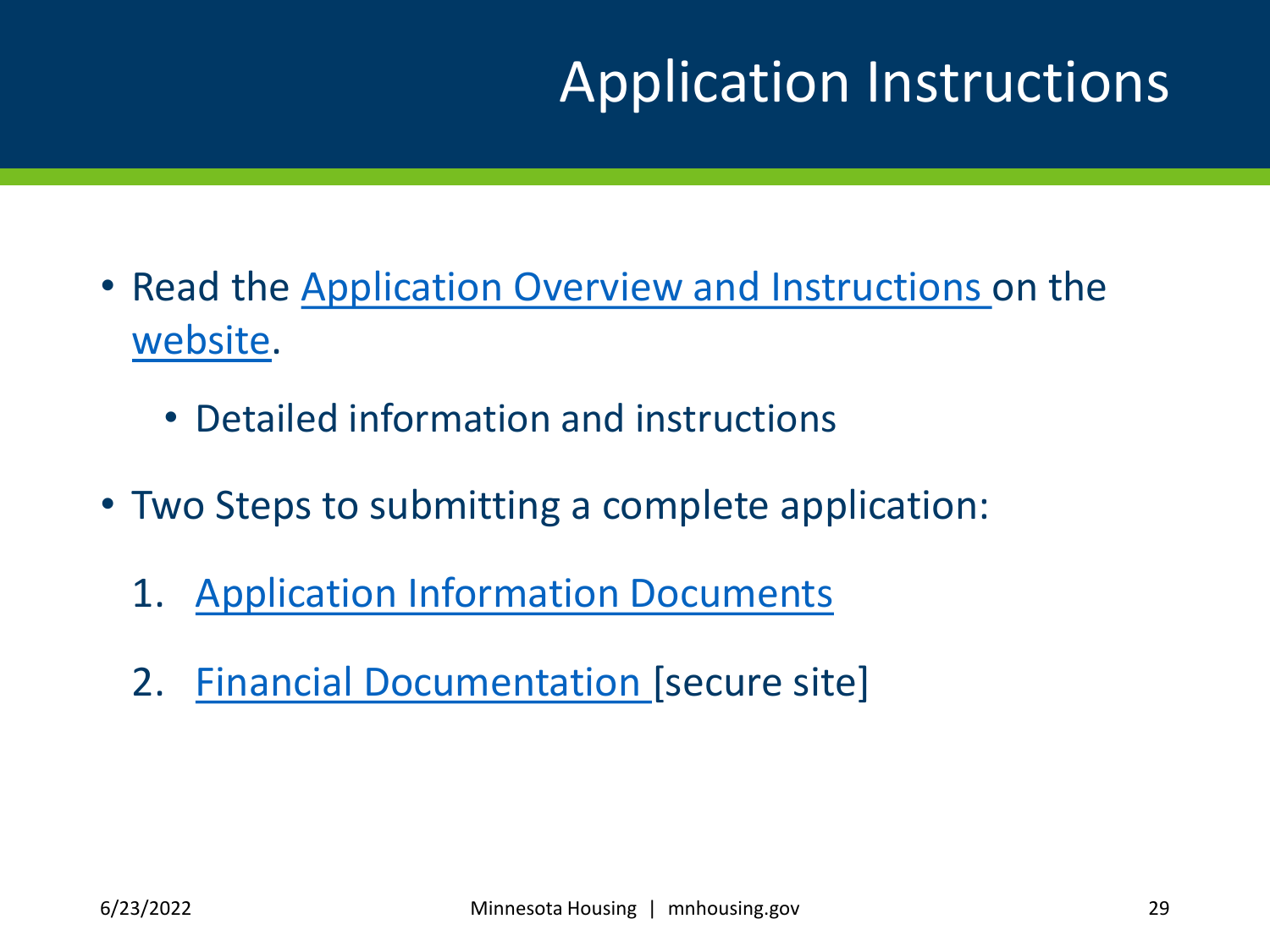# Application Instructions

- Read the Application Overview and Instructions on the website.
  - Detailed information and instructions
- Two Steps to submitting a complete application:
  1. Application Information Documents
  2. Financial Documentation [secure site]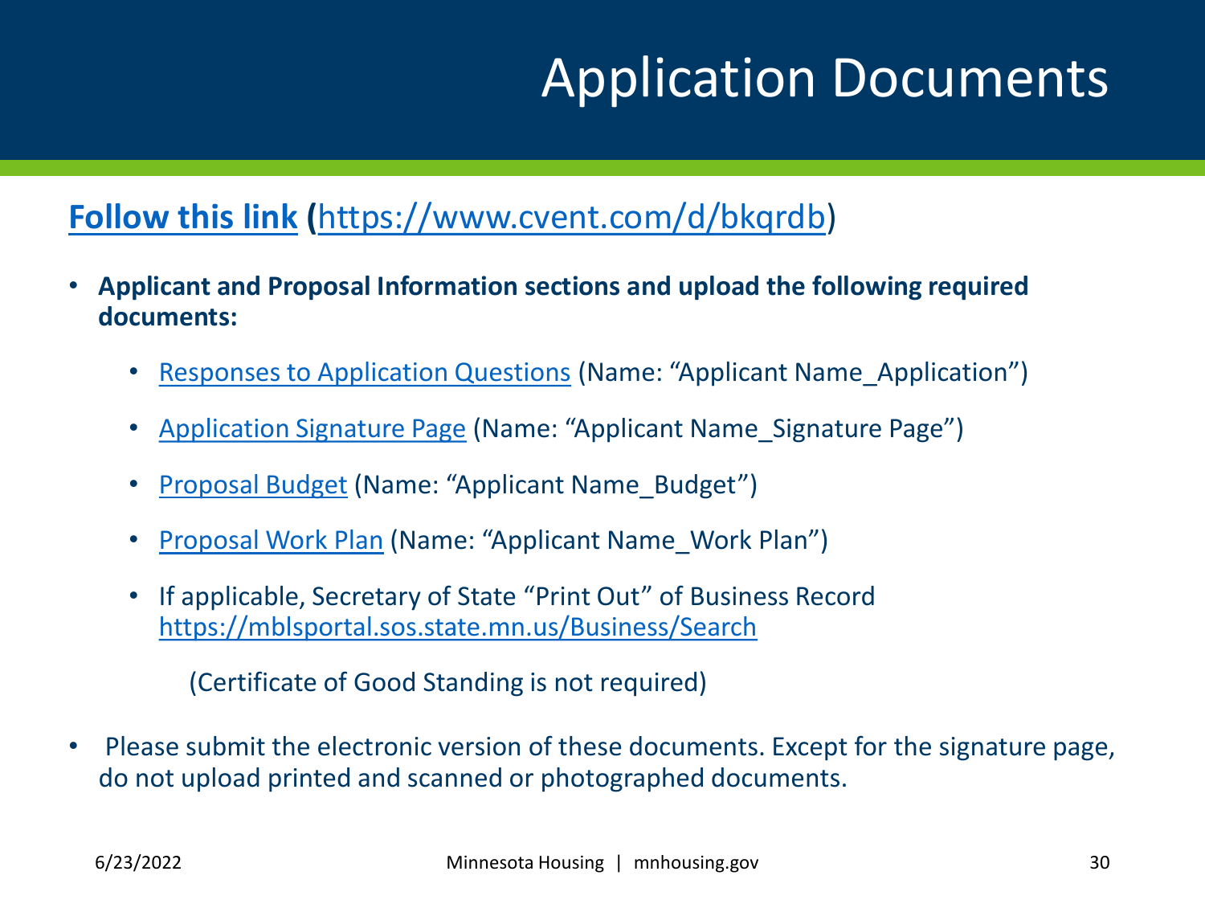# Application Documents

**Follow this link** (https://www.cvent.com/d/bkqrdb)

- **Applicant and Proposal Information sections and upload the following required documents:**
  - Responses to Application Questions (Name: "Applicant Name_Application")
  - Application Signature Page (Name: "Applicant Name_Signature Page")
  - Proposal Budget (Name: "Applicant Name_Budget")
  - Proposal Work Plan (Name: "Applicant Name_Work Plan")
  - If applicable, Secretary of State "Print Out" of Business Record https://mblsportal.sos.state.mn.us/Business/Search

    (Certificate of Good Standing is not required)

- Please submit the electronic version of these documents. Except for the signature page, do not upload printed and scanned or photographed documents.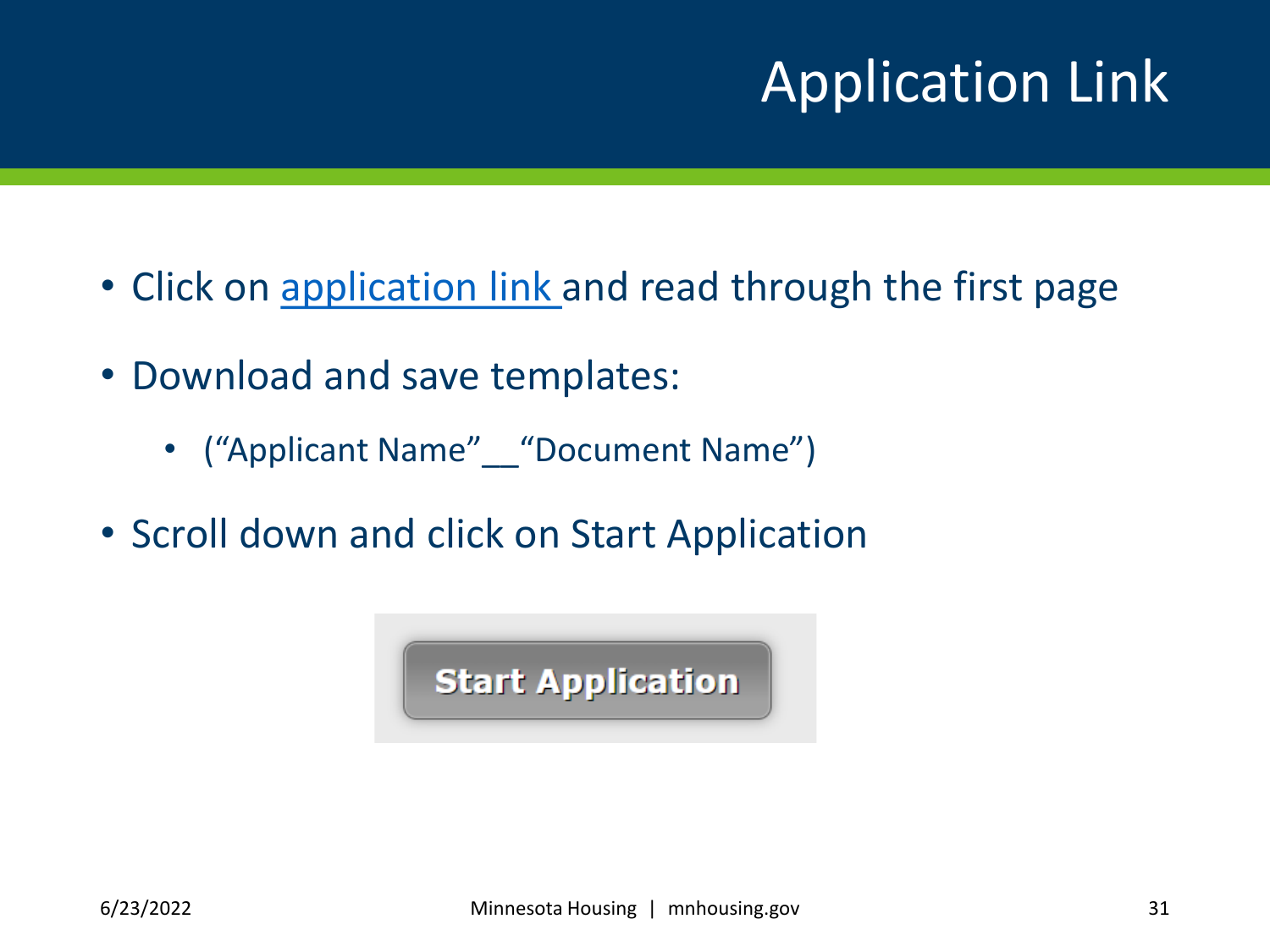# Application Link

- Click on application link and read through the first page
- Download and save templates:
  - (“Applicant Name”__“Document Name”)
- Scroll down and click on Start Application

Start Application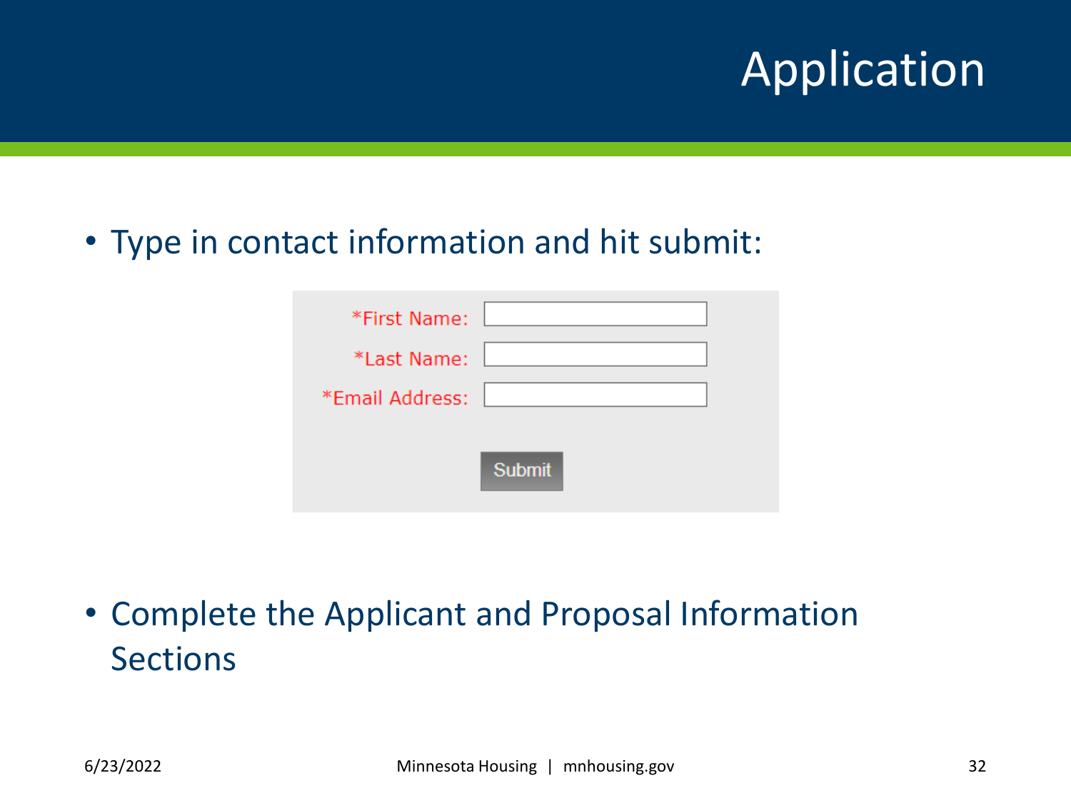# Application

- Type in contact information and hit submit:

*First Name:

*Last Name:

*Email Address:

Submit

- Complete the Applicant and Proposal Information Sections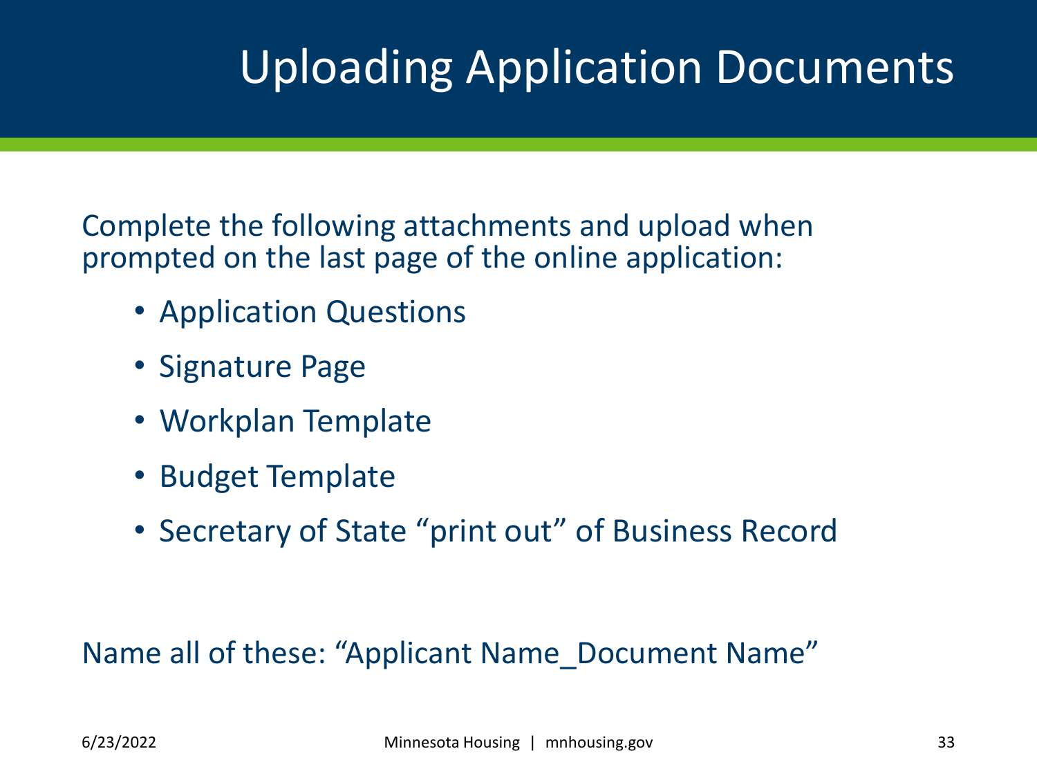# Uploading Application Documents

Complete the following attachments and upload when prompted on the last page of the online application:

- Application Questions
- Signature Page
- Workplan Template
- Budget Template
- Secretary of State "print out" of Business Record

Name all of these: "Applicant Name_Document Name"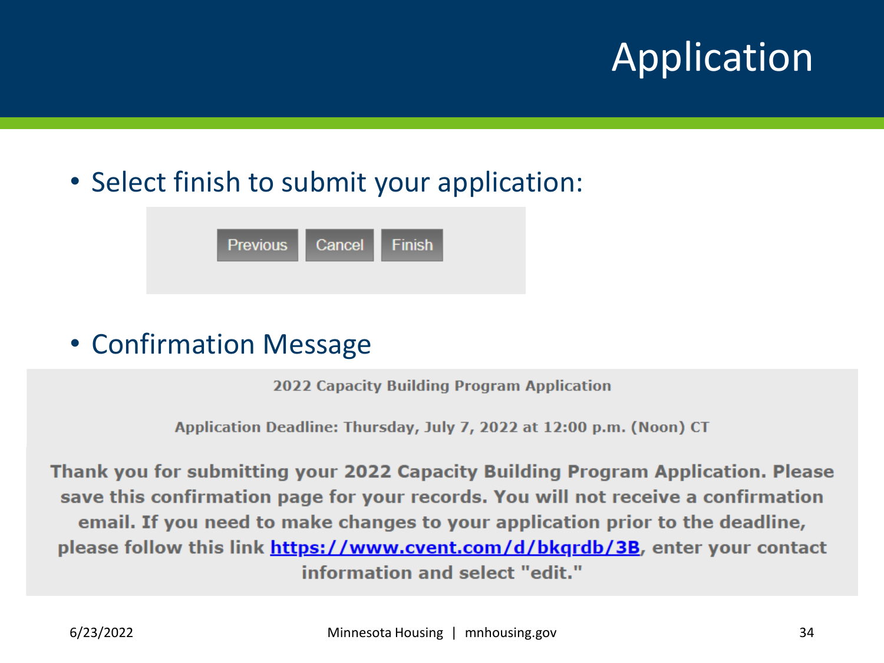# Application

- Select finish to submit your application:

Previous | Cancel | Finish

- Confirmation Message

2022 Capacity Building Program Application

Application Deadline: Thursday, July 7, 2022 at 12:00 p.m. (Noon) CT

**Thank you for submitting your 2022 Capacity Building Program Application. Please save this confirmation page for your records. You will not receive a confirmation email. If you need to make changes to your application prior to the deadline, please follow this link https://www.cvent.com/d/bkqrdb/3B, enter your contact information and select "edit."**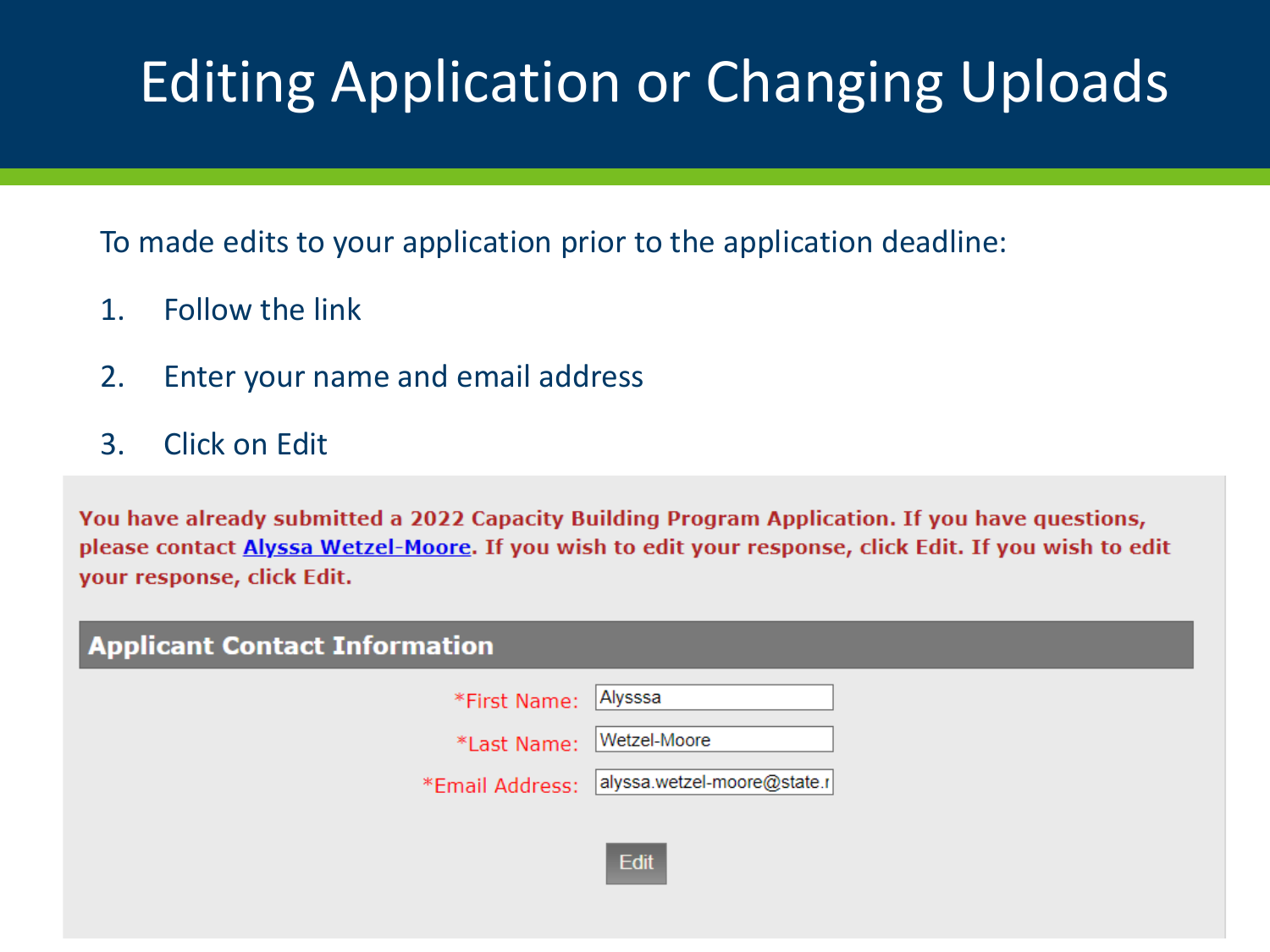# Editing Application or Changing Uploads

To made edits to your application prior to the application deadline:

1. Follow the link
2. Enter your name and email address
3. Click on Edit

**You have already submitted a 2022 Capacity Building Program Application. If you have questions, please contact Alyssa Wetzel-Moore. If you wish to edit your response, click Edit. If you wish to edit your response, click Edit.**

**Applicant Contact Information**

*First Name: Alysssa

*Last Name: Wetzel-Moore

*Email Address: alyssa.wetzel-moore@state.r

Edit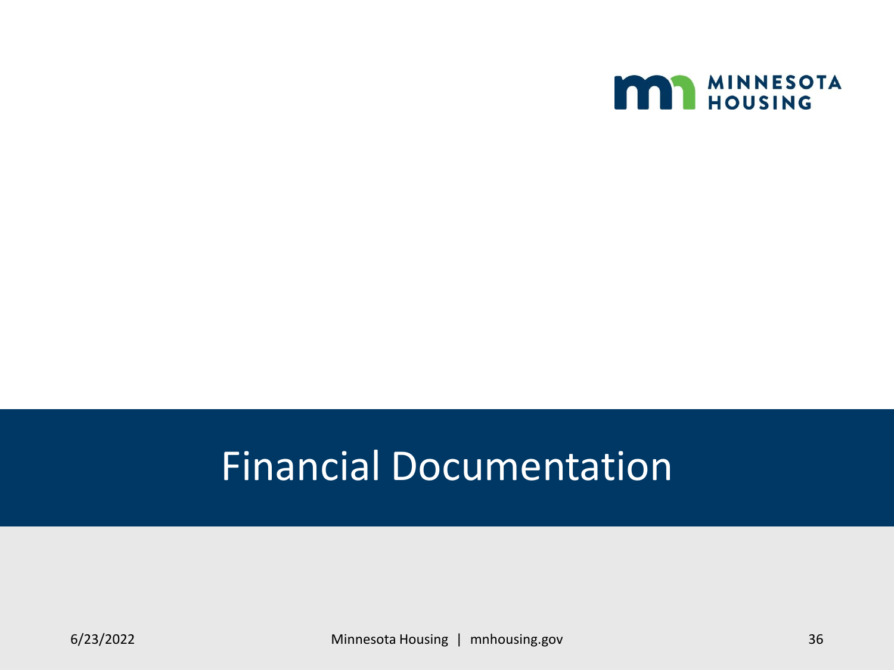# Financial Documentation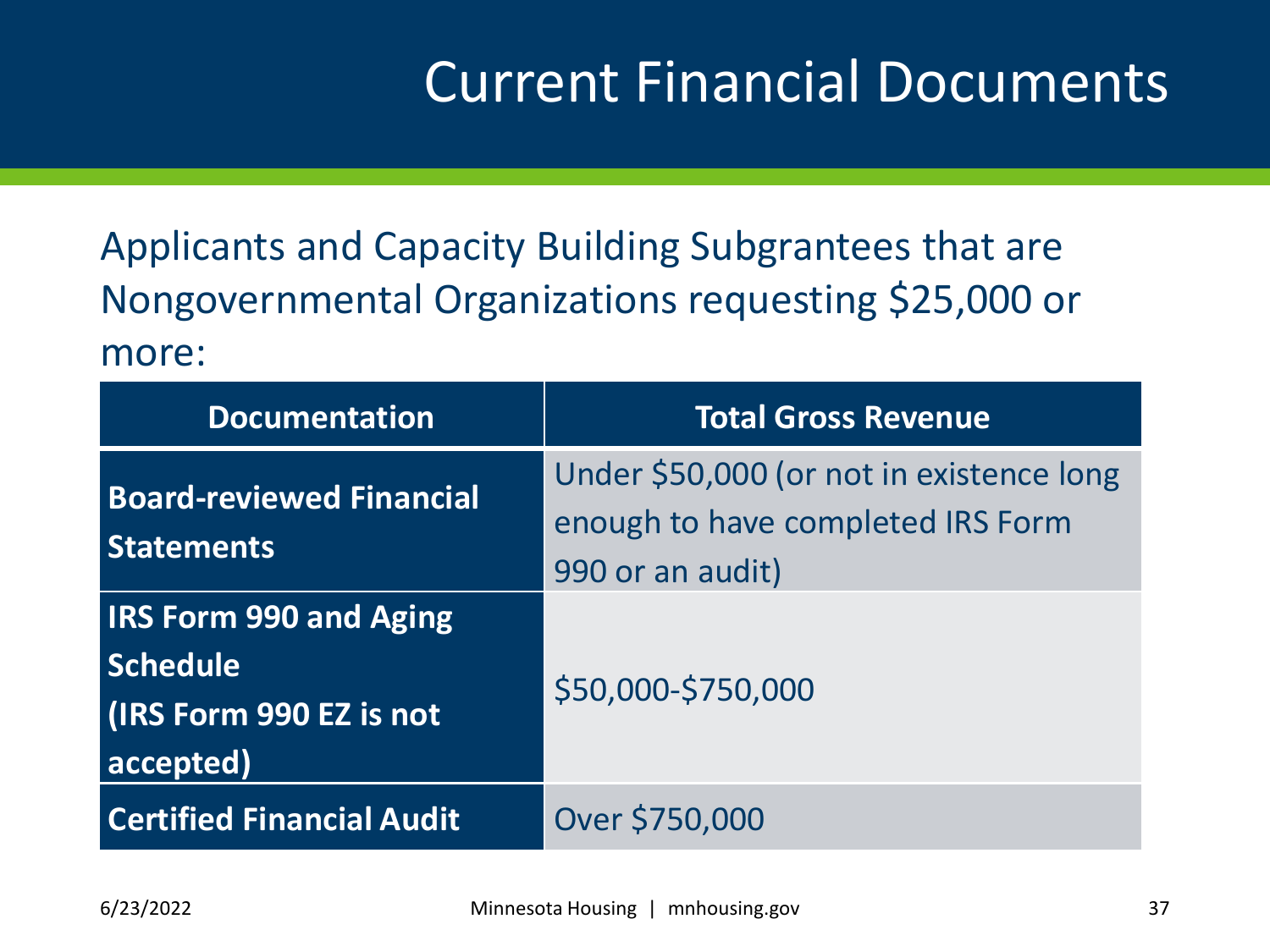# Current Financial Documents

Applicants and Capacity Building Subgrantees that are Nongovernmental Organizations requesting $25,000 or more:

| Documentation | Total Gross Revenue |
| --- | --- |
| **Board-reviewed Financial Statements** | Under $50,000 (or not in existence long enough to have completed IRS Form 990 or an audit) |
| **IRS Form 990 and Aging Schedule (IRS Form 990 EZ is not accepted)** | $50,000-$750,000 |
| **Certified Financial Audit** | Over $750,000 |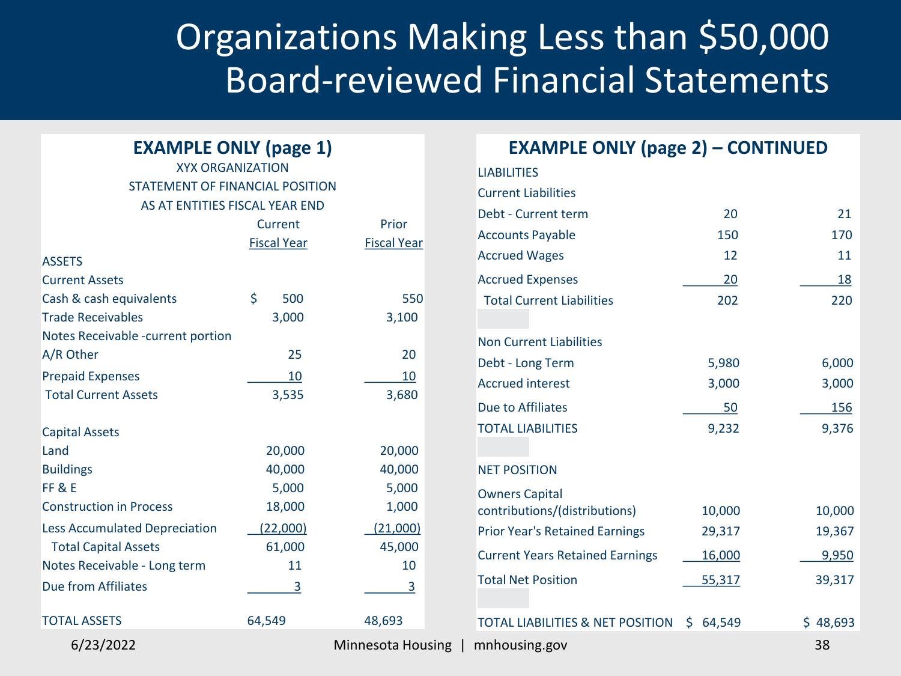# Organizations Making Less than $50,000 Board-reviewed Financial Statements

## EXAMPLE ONLY (page 1)

XYX ORGANIZATION
STATEMENT OF FINANCIAL POSITION
AS AT ENTITIES FISCAL YEAR END

| | Current Fiscal Year | Prior Fiscal Year |
|---|---|---|
| ASSETS | | |
| Current Assets | | |
| Cash & cash equivalents | $ 500 | 550 |
| Trade Receivables | 3,000 | 3,100 |
| Notes Receivable -current portion | | |
| A/R Other | 25 | 20 |
| Prepaid Expenses | 10 | 10 |
| Total Current Assets | 3,535 | 3,680 |
| | | |
| Capital Assets | | |
| Land | 20,000 | 20,000 |
| Buildings | 40,000 | 40,000 |
| FF & E | 5,000 | 5,000 |
| Construction in Process | 18,000 | 1,000 |
| Less Accumulated Depreciation | (22,000) | (21,000) |
| Total Capital Assets | 61,000 | 45,000 |
| Notes Receivable - Long term | 11 | 10 |
| Due from Affiliates | 3 | 3 |
| | | |
| TOTAL ASSETS | 64,549 | 48,693 |

## EXAMPLE ONLY (page 2) – CONTINUED

| | | |
|---|---|---|
| LIABILITIES | | |
| Current Liabilities | | |
| Debt - Current term | 20 | 21 |
| Accounts Payable | 150 | 170 |
| Accrued Wages | 12 | 11 |
| Accrued Expenses | 20 | 18 |
| Total Current Liabilities | 202 | 220 |
| | | |
| Non Current Liabilities | | |
| Debt - Long Term | 5,980 | 6,000 |
| Accrued interest | 3,000 | 3,000 |
| Due to Affiliates | 50 | 156 |
| TOTAL LIABILITIES | 9,232 | 9,376 |
| | | |
| NET POSITION | | |
| Owners Capital contributions/(distributions) | 10,000 | 10,000 |
| Prior Year's Retained Earnings | 29,317 | 19,367 |
| Current Years Retained Earnings | 16,000 | 9,950 |
| Total Net Position | 55,317 | 39,317 |
| | | |
| TOTAL LIABILITIES & NET POSITION | $ 64,549 | $ 48,693 |

6/23/2022 Minnesota Housing | mnhousing.gov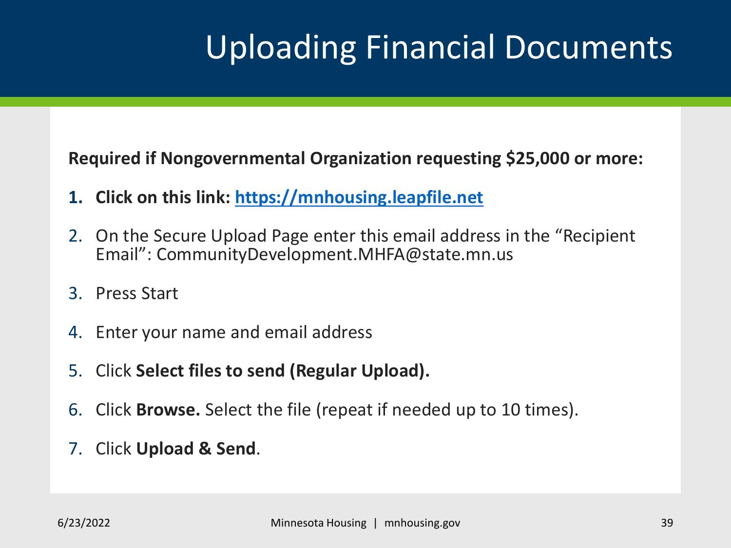# Uploading Financial Documents

**Required if Nongovernmental Organization requesting $25,000 or more:**

1. **Click on this link: [https://mnhousing.leapfile.net](https://mnhousing.leapfile.net)**
2. On the Secure Upload Page enter this email address in the "Recipient Email": CommunityDevelopment.MHFA@state.mn.us
3. Press Start
4. Enter your name and email address
5. Click **Select files to send (Regular Upload).**
6. Click **Browse.** Select the file (repeat if needed up to 10 times).
7. Click **Upload & Send**.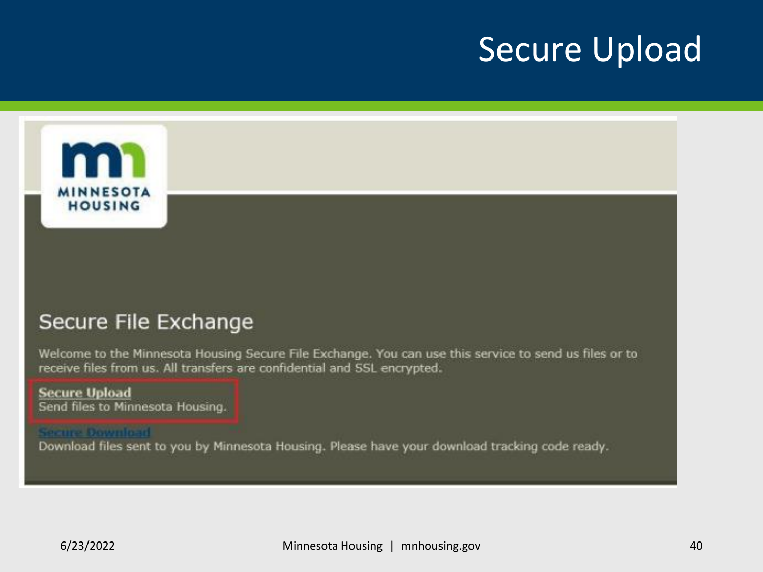# Secure Upload

MINNESOTA HOUSING

## Secure File Exchange

Welcome to the Minnesota Housing Secure File Exchange. You can use this service to send us files or to receive files from us. All transfers are confidential and SSL encrypted.

**Secure Upload**
Send files to Minnesota Housing.

**Secure Download**
Download files sent to you by Minnesota Housing. Please have your download tracking code ready.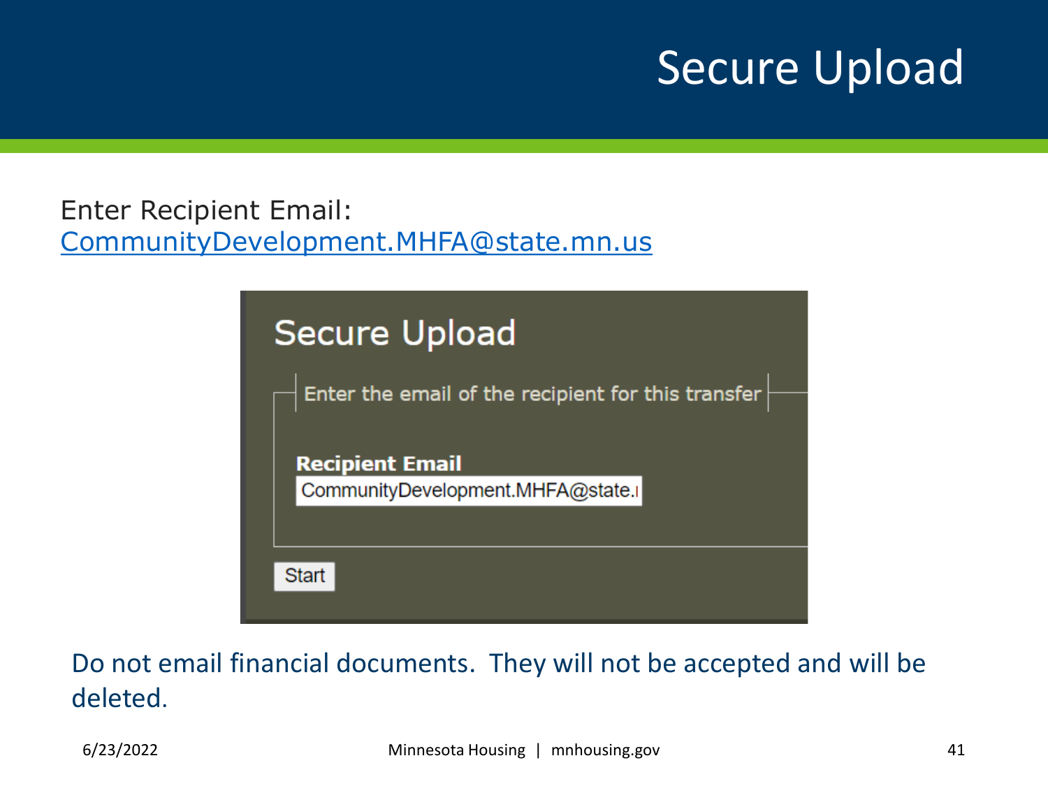# Secure Upload

Enter Recipient Email:
CommunityDevelopment.MHFA@state.mn.us

Secure Upload

Enter the email of the recipient for this transfer

**Recipient Email**

CommunityDevelopment.MHFA@state.

Start

Do not email financial documents. They will not be accepted and will be deleted.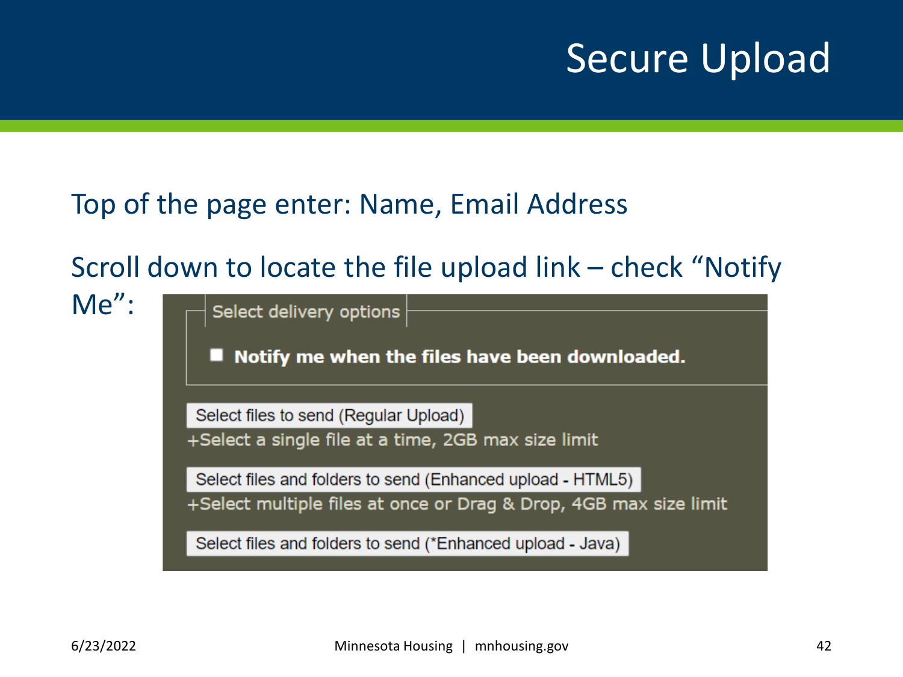# Secure Upload

Top of the page enter: Name, Email Address

Scroll down to locate the file upload link – check "Notify Me":

Select delivery options

☐ **Notify me when the files have been downloaded.**

Select files to send (Regular Upload)
+Select a single file at a time, 2GB max size limit

Select files and folders to send (Enhanced upload - HTML5)
+Select multiple files at once or Drag & Drop, 4GB max size limit

Select files and folders to send (*Enhanced upload - Java)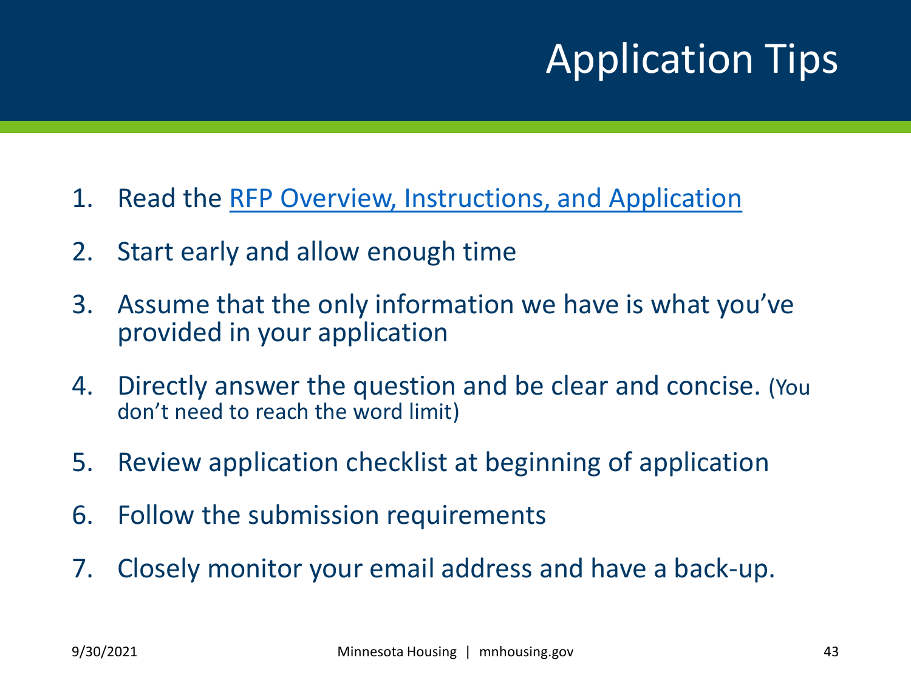# Application Tips

1. Read the RFP Overview, Instructions, and Application
2. Start early and allow enough time
3. Assume that the only information we have is what you've provided in your application
4. Directly answer the question and be clear and concise. (You don't need to reach the word limit)
5. Review application checklist at beginning of application
6. Follow the submission requirements
7. Closely monitor your email address and have a back-up.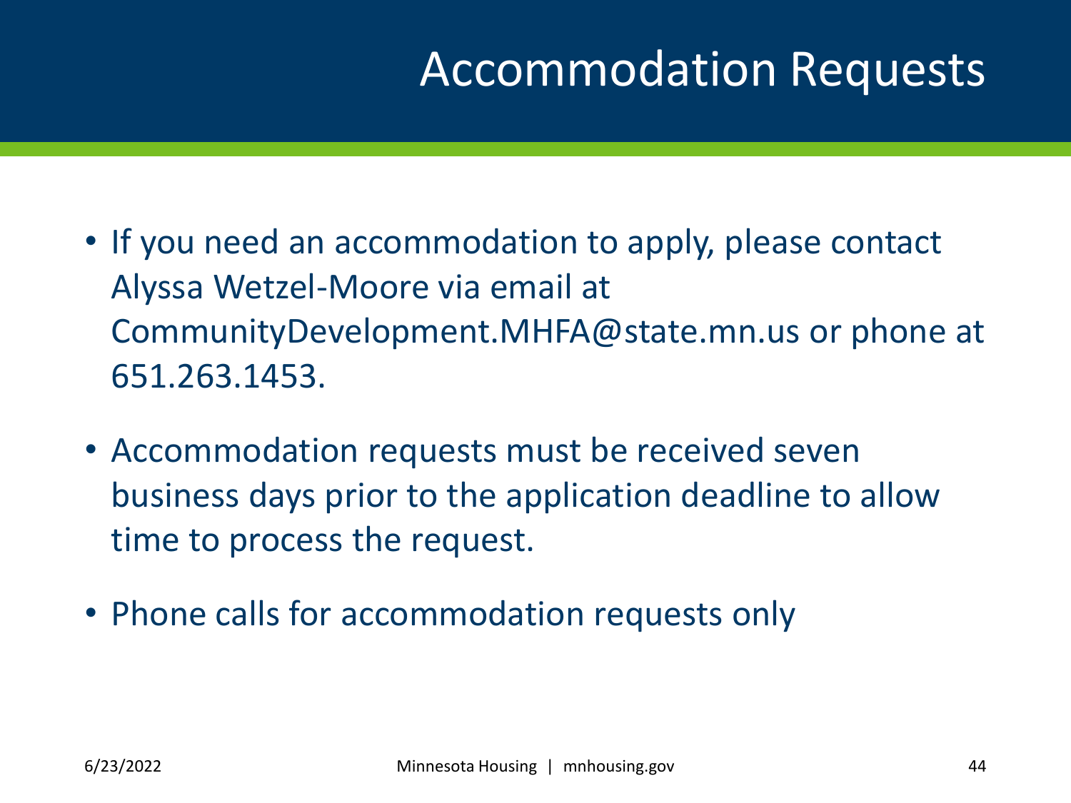# Accommodation Requests

- If you need an accommodation to apply, please contact Alyssa Wetzel-Moore via email at CommunityDevelopment.MHFA@state.mn.us or phone at 651.263.1453.
- Accommodation requests must be received seven business days prior to the application deadline to allow time to process the request.
- Phone calls for accommodation requests only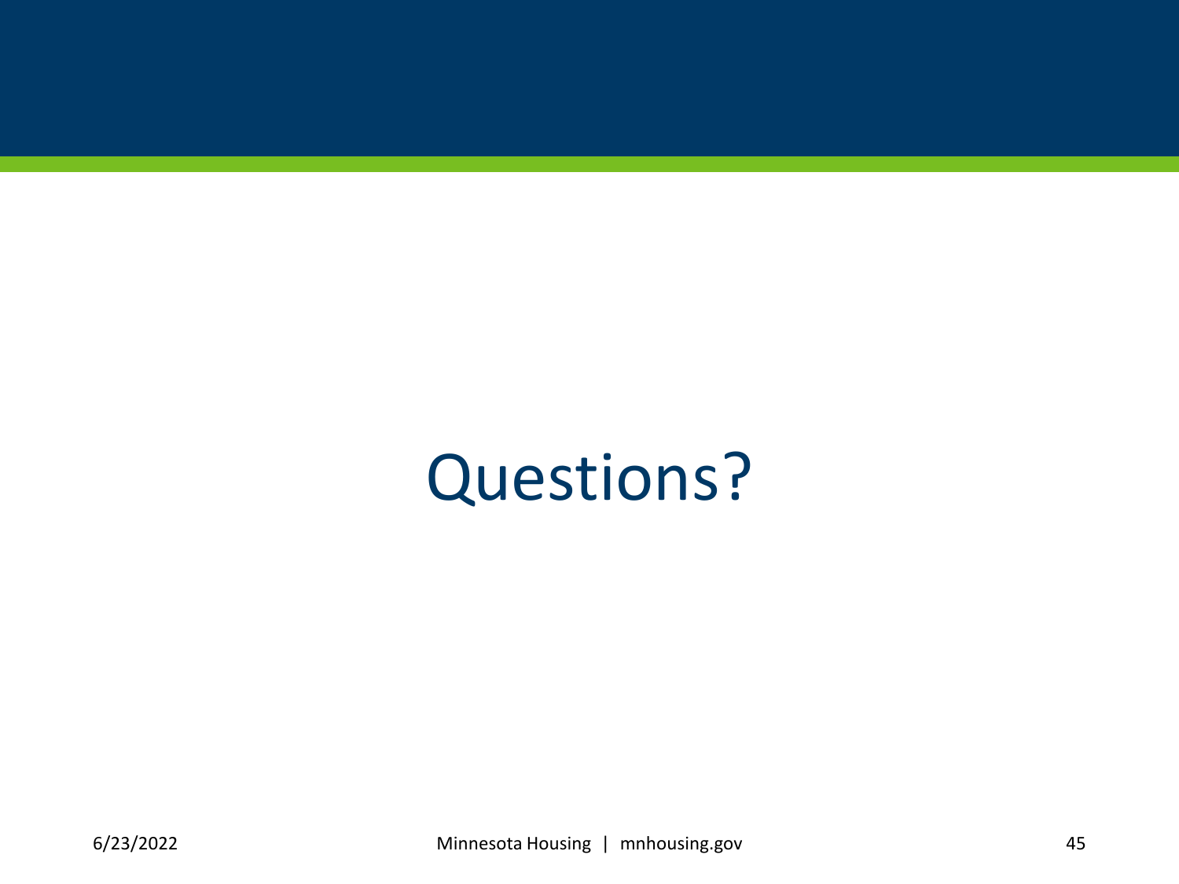# Questions?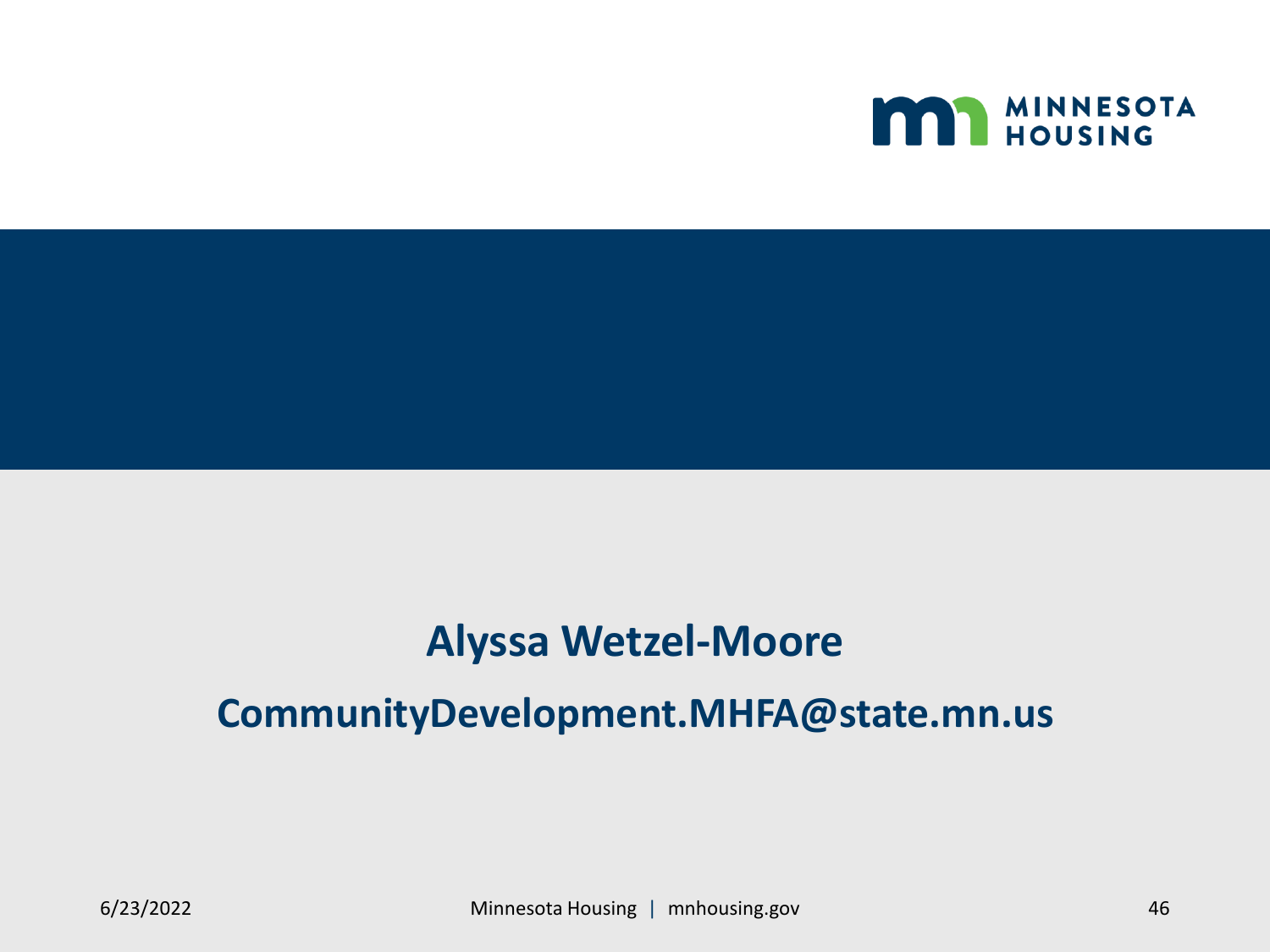**Alyssa Wetzel-Moore**

**CommunityDevelopment.MHFA@state.mn.us**